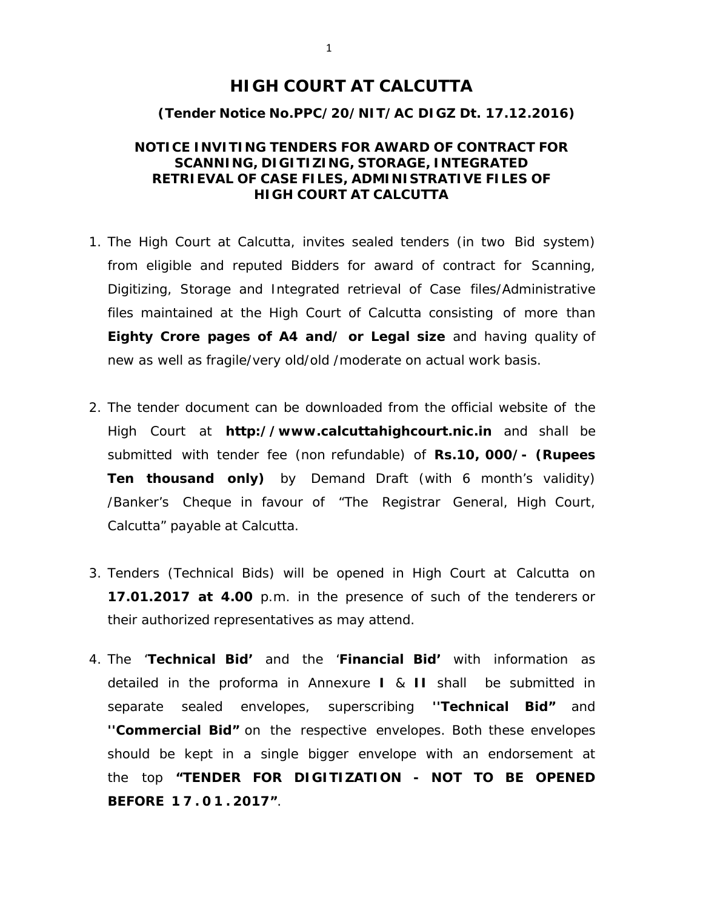# HIGH COURT AT CALCUTTA

**(Tender Notice No.PPC/20/NIT/AC DIGZ Dt. 17.12.2016)**

## NOTICE INVITING TENDERS FOR AWARD OF CONTRACT FOR SCANNING, DIGITIZING, STORAGE, INTEGRATED RETRIEVAL OF CASE FILES, ADMINISTRATIVE FILES OF HIGH COURT AT CALCUTTA

1. The High Court at Calcutta, invites sealed tenders (in two Bid system) from eligible and reputed Bidders for award of contract for Scanning, Digitizing, Storage and Integrated retrieval of Case files/Administrative files maintained at the High Court of Calcutta consisting of more than **Eighty Crore pages of A4 and/ or Legal size** and having quality of new as well as fragile/very old/old /moderate on actual work basis.

2. The tender document can be downloaded from the official website of the High Court at **http://www.calcuttahighcourt.nic.in** and shall be submitted with tender fee (non refundable) of **Rs.10, 000/- (Rupees Ten thousand only)** by Demand Draft (with 6 month's validity) /Banker's Cheque in favour of "The Registrar General, High Court, Calcutta" payable at Calcutta.

3. Tenders (Technical Bids) will be opened in High Court at Calcutta on **17.01.2017 at 4.00** p.m. in the presence of such of the tenderers or their authorized representatives as may attend.

4. The '**Technical Bid'** and the '**Financial Bid'** with information as detailed in the proforma in Annexure **I** & **II** shall be submitted in separate sealed envelopes, superscribing **''Technical Bid"** and **''Commercial Bid"** on the respective envelopes. Both these envelopes should be kept in a single bigger envelope with an endorsement at the top **"TENDER FOR DIGITIZATION - NOT TO BE OPENED BEFORE 17.01.2017"**.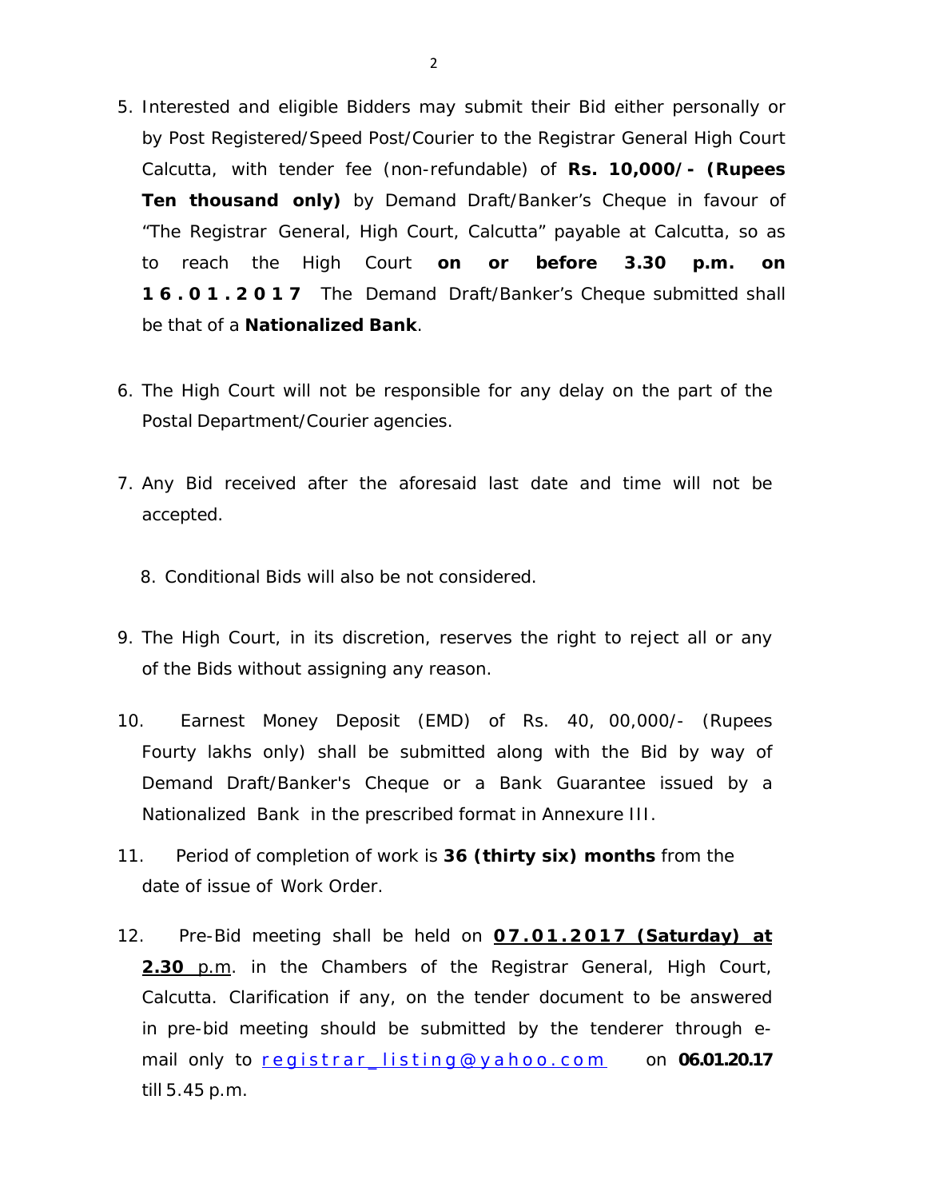5. Interested and eligible Bidders may submit their Bid either personally or by Post Registered/Speed Post/Courier to the Registrar General High Court Calcutta, with tender fee (non-refundable) of **Rs. 10,000/- (Rupees Ten thousand only)** by Demand Draft/Banker's Cheque in favour of "The Registrar General, High Court, Calcutta" payable at Calcutta, so as to reach the High Court **on or before 3.30 p.m. on 16.01.2017** The Demand Draft/Banker's Cheque submitted shall be that of a **Nationalized Bank**.

6. The High Court will not be responsible for any delay on the part of the Postal Department/Courier agencies.

7. Any Bid received after the aforesaid last date and time will not be accepted.

8. Conditional Bids will also be not considered.

9. The High Court, in its discretion, reserves the right to reject all or any of the Bids without assigning any reason.

10. Earnest Money Deposit (EMD) of Rs. 40, 00,000/- (Rupees Fourty lakhs only) shall be submitted along with the Bid by way of Demand Draft/Banker's Cheque or a Bank Guarantee issued by a Nationalized Bank in the prescribed format in Annexure III.

11. Period of completion of work is **36 (thirty six) months** from the date of issue of Work Order.

12. Pre-Bid meeting shall be held on **<u>07.01.2017 (Saturday) at 2.30</u>** <u>p.m</u>. in the Chambers of the Registrar General, High Court, Calcutta. Clarification if any, on the tender document to be answered in pre-bid meeting should be submitted by the tenderer through e-mail only to registrar_listing@yahoo.com on **06.01.20.17** till 5.45 p.m.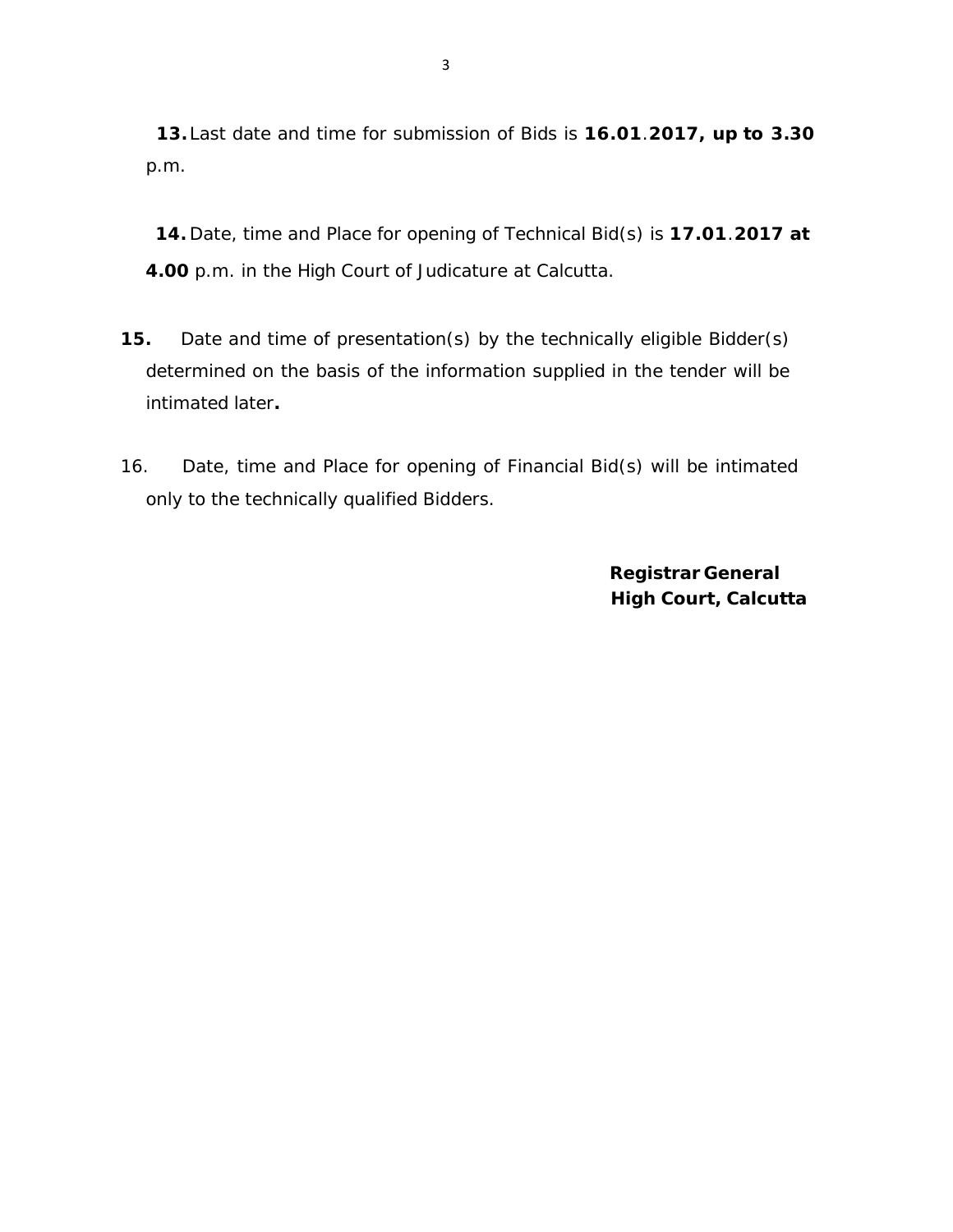**13.** Last date and time for submission of Bids is **16.01.2017, up to 3.30** p.m.

**14.** Date, time and Place for opening of Technical Bid(s) is **17.01.2017 at 4.00** p.m. in the High Court of Judicature at Calcutta.

**15.** Date and time of presentation(s) by the technically eligible Bidder(s) determined on the basis of the information supplied in the tender will be intimated later**.**

16. Date, time and Place for opening of Financial Bid(s) will be intimated only to the technically qualified Bidders.

**Registrar General**
**High Court, Calcutta**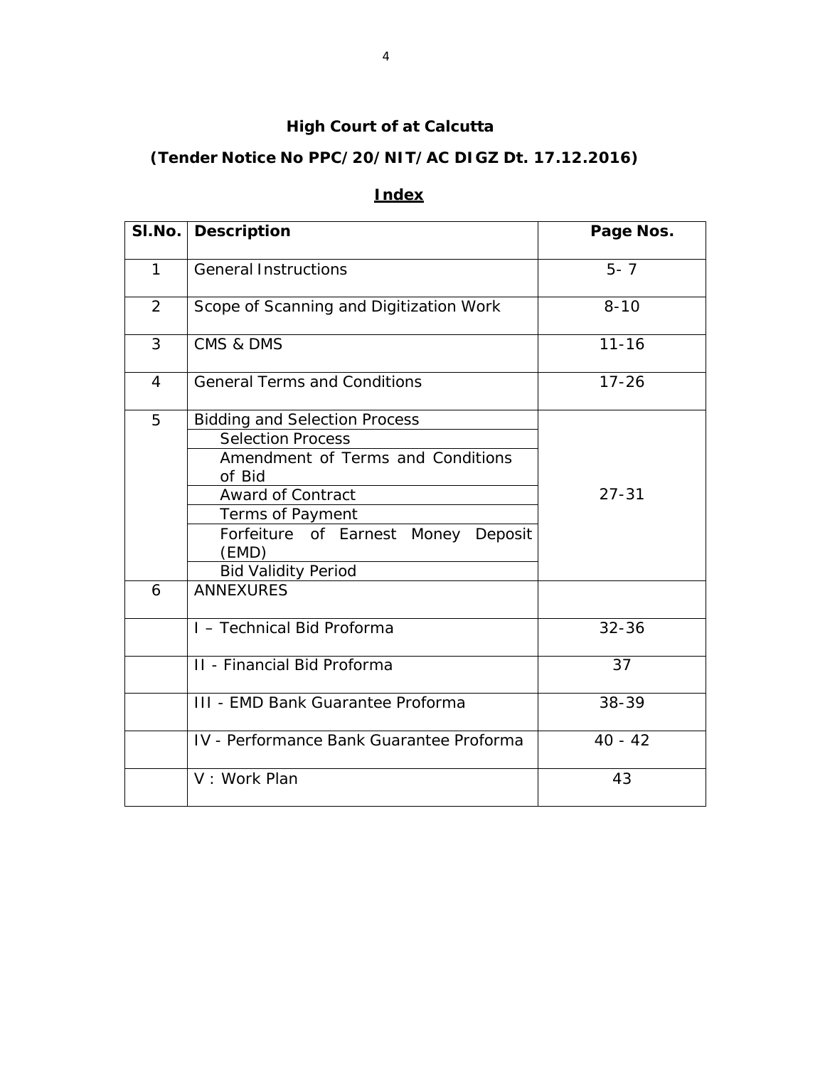**High Court of at Calcutta**

**(Tender Notice No PPC/20/NIT/AC DIGZ Dt. 17.12.2016)**

**Index**

| Sl.No. | Description | Page Nos. |
|---|---|---|
| 1 | General Instructions | 5- 7 |
| 2 | Scope of Scanning and Digitization Work | 8-10 |
| 3 | CMS & DMS | 11-16 |
| 4 | General Terms and Conditions | 17-26 |
| 5 | Bidding and Selection Process | 27-31 |
| | Selection Process | |
| | Amendment of Terms and Conditions of Bid | |
| | Award of Contract | |
| | Terms of Payment | |
| | Forfeiture of Earnest Money Deposit (EMD) | |
| | Bid Validity Period | |
| 6 | ANNEXURES | |
| | I – Technical Bid Proforma | 32-36 |
| | II - Financial Bid Proforma | 37 |
| | III - EMD Bank Guarantee Proforma | 38-39 |
| | IV - Performance Bank Guarantee Proforma | 40 - 42 |
| | V : Work Plan | 43 |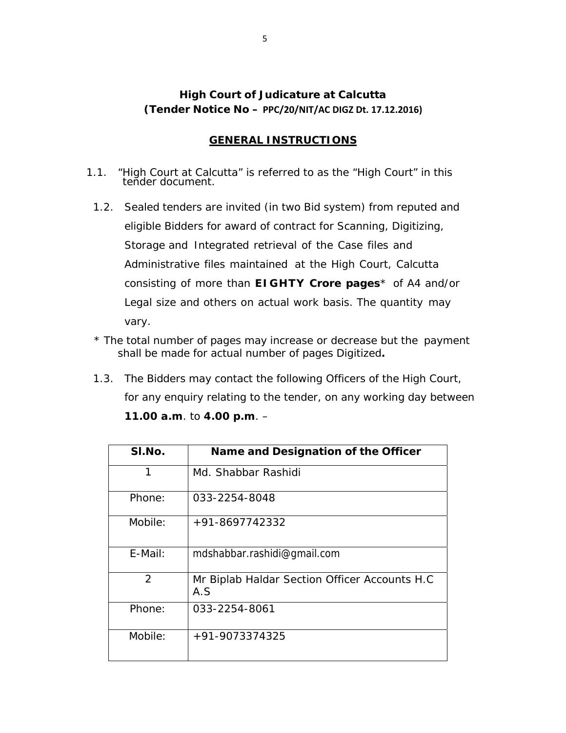## High Court of Judicature at Calcutta
### (Tender Notice No – PPC/20/NIT/AC DIGZ Dt. 17.12.2016)

### GENERAL INSTRUCTIONS

1.1. "High Court at Calcutta" is referred to as the "High Court" in this tender document.

1.2. Sealed tenders are invited (in two Bid system) from reputed and eligible Bidders for award of contract for Scanning, Digitizing, Storage and Integrated retrieval of the Case files and Administrative files maintained at the High Court, Calcutta consisting of more than **EIGHTY Crore pages*** of A4 and/or Legal size and others on actual work basis. The quantity may vary.

\* The total number of pages may increase or decrease but the payment shall be made for actual number of pages Digitized**.**

1.3. The Bidders may contact the following Officers of the High Court, for any enquiry relating to the tender, on any working day between **11.00 a.m**. to **4.00 p.m**. –

| Sl.No. | Name and Designation of the Officer |
|---|---|
| 1 | Md. Shabbar Rashidi |
| Phone: | 033-2254-8048 |
| Mobile: | +91-8697742332 |
| E-Mail: | mdshabbar.rashidi@gmail.com |
| 2 | Mr Biplab Haldar Section Officer Accounts H.C A.S |
| Phone: | 033-2254-8061 |
| Mobile: | +91-9073374325 |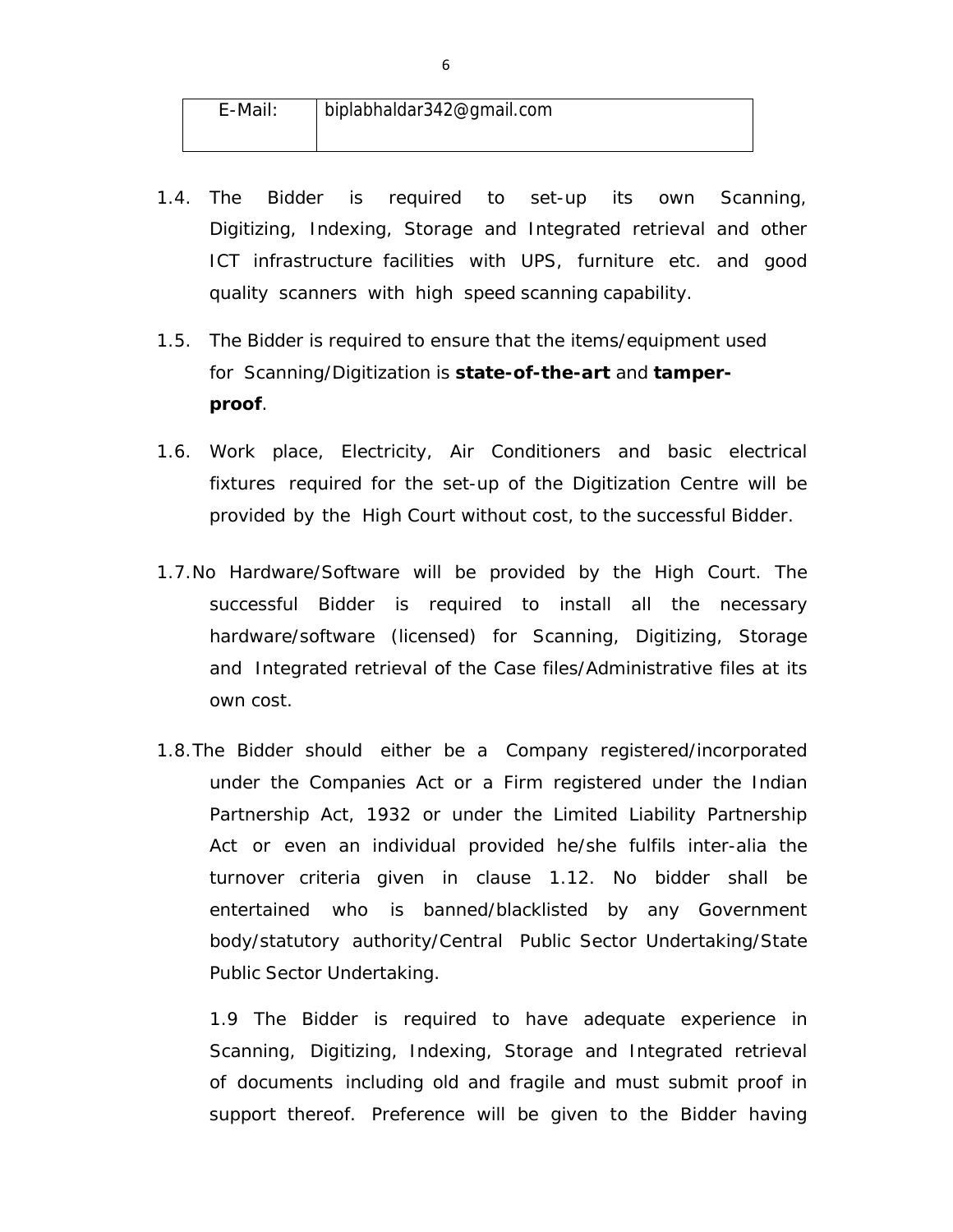| E-Mail: | biplabhaldar342@gmail.com |
|---|---|

1.4. The Bidder is required to set-up its own Scanning, Digitizing, Indexing, Storage and Integrated retrieval and other ICT infrastructure facilities with UPS, furniture etc. and good quality scanners with high speed scanning capability.

1.5. The Bidder is required to ensure that the items/equipment used for Scanning/Digitization is **state-of-the-art** and **tamper-proof**.

1.6. Work place, Electricity, Air Conditioners and basic electrical fixtures required for the set-up of the Digitization Centre will be provided by the High Court without cost, to the successful Bidder.

1.7. No Hardware/Software will be provided by the High Court. The successful Bidder is required to install all the necessary hardware/software (licensed) for Scanning, Digitizing, Storage and Integrated retrieval of the Case files/Administrative files at its own cost.

1.8. The Bidder should either be a Company registered/incorporated under the Companies Act or a Firm registered under the Indian Partnership Act, 1932 or under the Limited Liability Partnership Act or even an individual provided he/she fulfils inter-alia the turnover criteria given in clause 1.12. No bidder shall be entertained who is banned/blacklisted by any Government body/statutory authority/Central Public Sector Undertaking/State Public Sector Undertaking.

1.9 The Bidder is required to have adequate experience in Scanning, Digitizing, Indexing, Storage and Integrated retrieval of documents including old and fragile and must submit proof in support thereof. Preference will be given to the Bidder having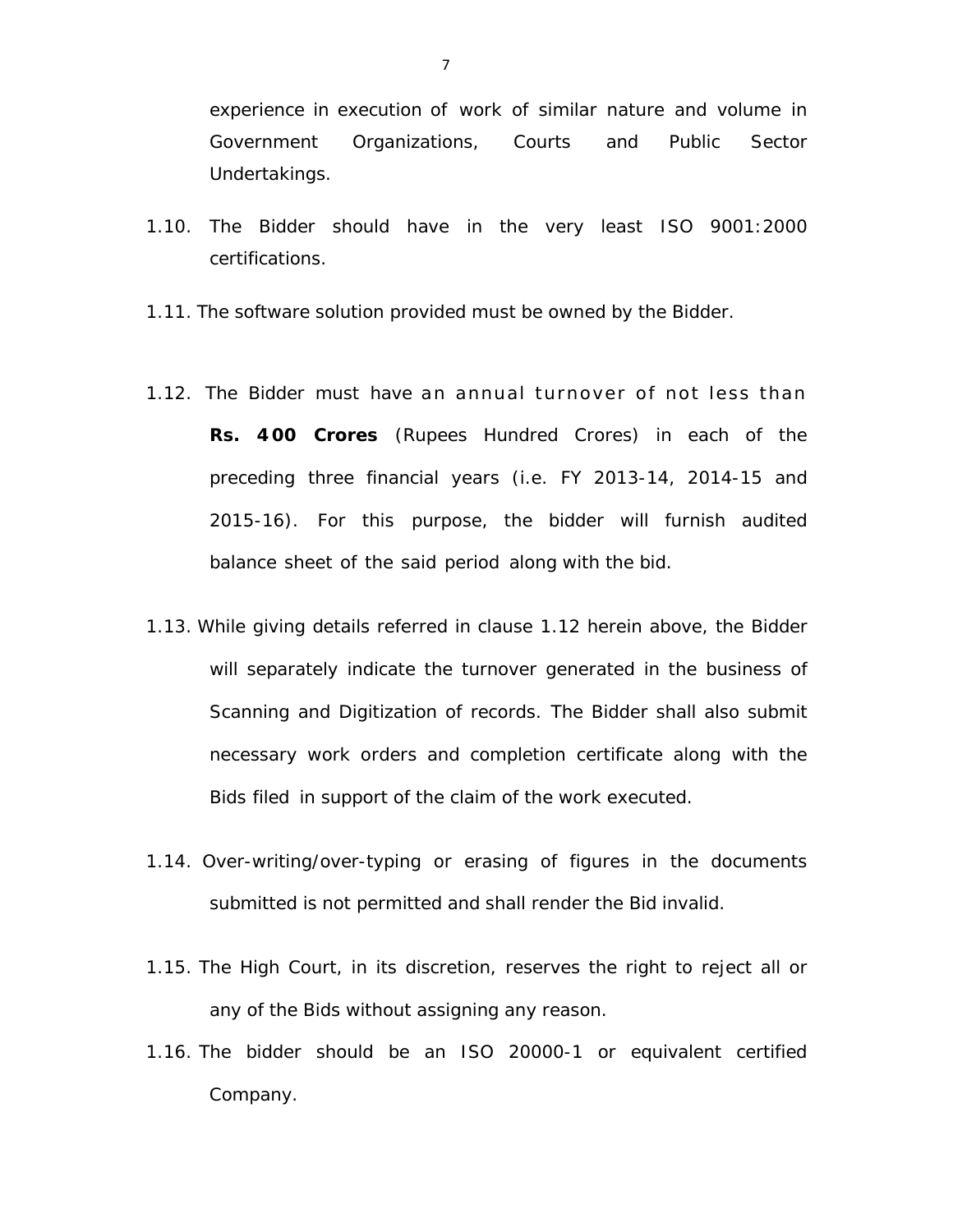experience in execution of work of similar nature and volume in Government Organizations, Courts and Public Sector Undertakings.

1.10. The Bidder should have in the very least ISO 9001:2000 certifications.

1.11. The software solution provided must be owned by the Bidder.

1.12. The Bidder must have an annual turnover of not less than **Rs. 400 Crores** (Rupees Hundred Crores) in each of the preceding three financial years (i.e. FY 2013-14, 2014-15 and 2015-16). For this purpose, the bidder will furnish audited balance sheet of the said period along with the bid.

1.13. While giving details referred in clause 1.12 herein above, the Bidder will separately indicate the turnover generated in the business of Scanning and Digitization of records. The Bidder shall also submit necessary work orders and completion certificate along with the Bids filed in support of the claim of the work executed.

1.14. Over-writing/over-typing or erasing of figures in the documents submitted is not permitted and shall render the Bid invalid.

1.15. The High Court, in its discretion, reserves the right to reject all or any of the Bids without assigning any reason.

1.16. The bidder should be an ISO 20000-1 or equivalent certified Company.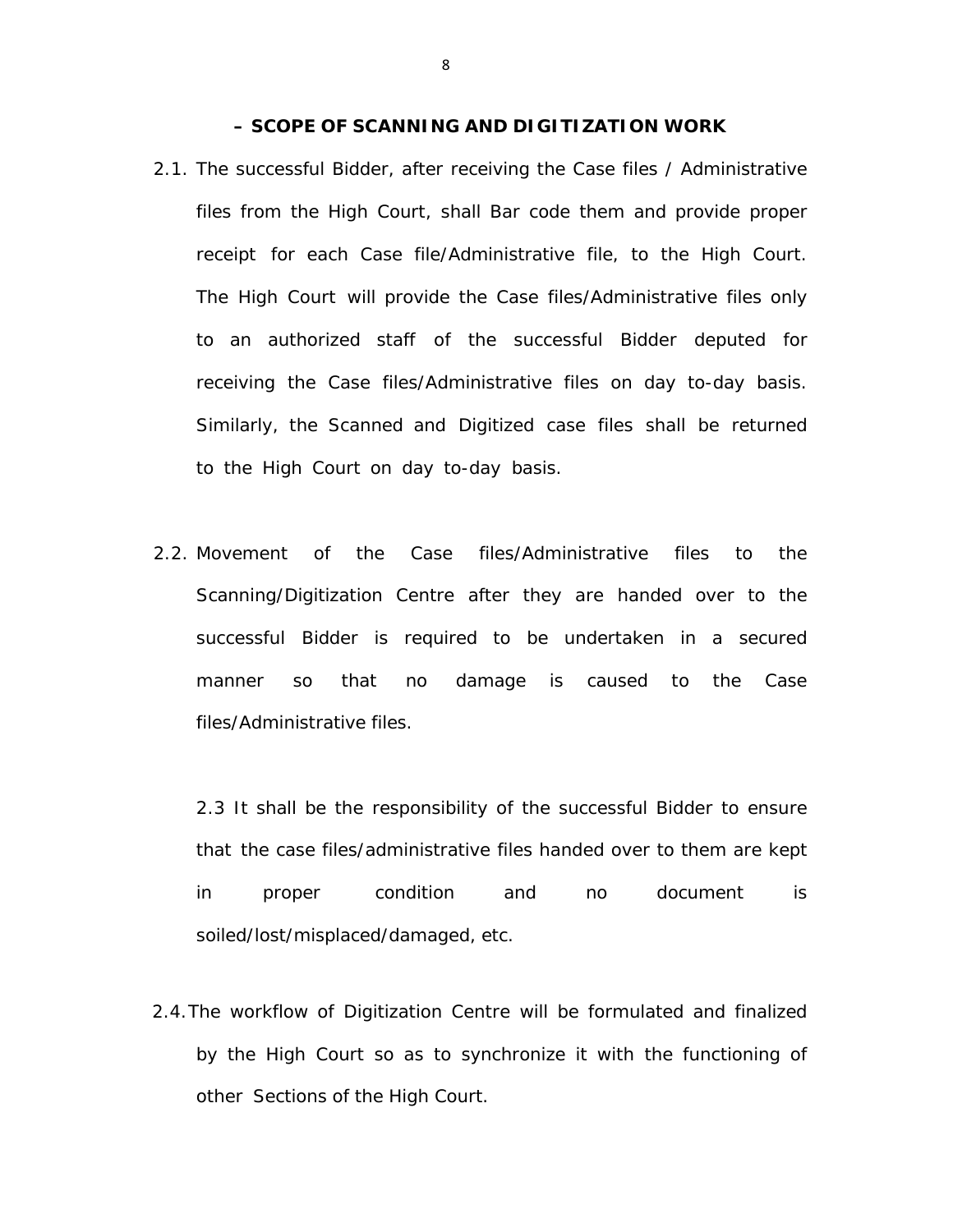## – SCOPE OF SCANNING AND DIGITIZATION WORK

2.1. The successful Bidder, after receiving the Case files / Administrative files from the High Court, shall Bar code them and provide proper receipt for each Case file/Administrative file, to the High Court. The High Court will provide the Case files/Administrative files only to an authorized staff of the successful Bidder deputed for receiving the Case files/Administrative files on day to-day basis. Similarly, the Scanned and Digitized case files shall be returned to the High Court on day to-day basis.

2.2. Movement of the Case files/Administrative files to the Scanning/Digitization Centre after they are handed over to the successful Bidder is required to be undertaken in a secured manner so that no damage is caused to the Case files/Administrative files.

2.3 It shall be the responsibility of the successful Bidder to ensure that the case files/administrative files handed over to them are kept in proper condition and no document is soiled/lost/misplaced/damaged, etc.

2.4. The workflow of Digitization Centre will be formulated and finalized by the High Court so as to synchronize it with the functioning of other Sections of the High Court.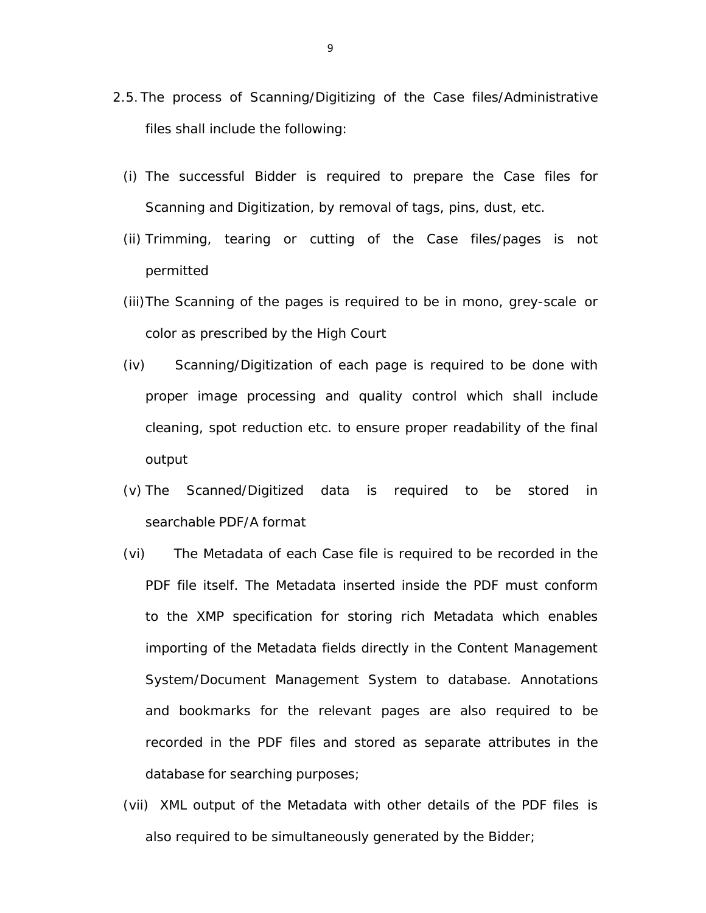2.5. The process of Scanning/Digitizing of the Case files/Administrative files shall include the following:

(i) The successful Bidder is required to prepare the Case files for Scanning and Digitization, by removal of tags, pins, dust, etc.

(ii) Trimming, tearing or cutting of the Case files/pages is not permitted

(iii) The Scanning of the pages is required to be in mono, grey-scale or color as prescribed by the High Court

(iv) Scanning/Digitization of each page is required to be done with proper image processing and quality control which shall include cleaning, spot reduction etc. to ensure proper readability of the final output

(v) The Scanned/Digitized data is required to be stored in searchable PDF/A format

(vi) The Metadata of each Case file is required to be recorded in the PDF file itself. The Metadata inserted inside the PDF must conform to the XMP specification for storing rich Metadata which enables importing of the Metadata fields directly in the Content Management System/Document Management System to database. Annotations and bookmarks for the relevant pages are also required to be recorded in the PDF files and stored as separate attributes in the database for searching purposes;

(vii) XML output of the Metadata with other details of the PDF files is also required to be simultaneously generated by the Bidder;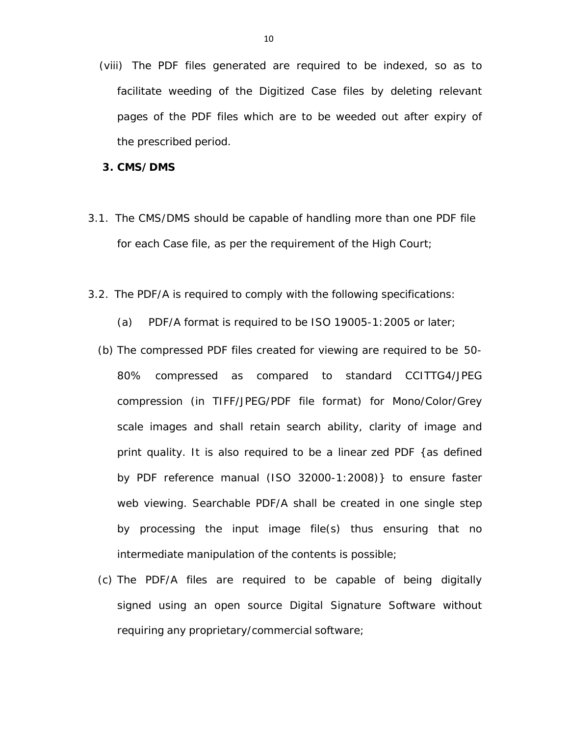(viii) The PDF files generated are required to be indexed, so as to facilitate weeding of the Digitized Case files by deleting relevant pages of the PDF files which are to be weeded out after expiry of the prescribed period.

**3. CMS/ DMS**

3.1. The CMS/DMS should be capable of handling more than one PDF file for each Case file, as per the requirement of the High Court;

3.2. The PDF/A is required to comply with the following specifications:

(a) PDF/A format is required to be ISO 19005-1:2005 or later;

(b) The compressed PDF files created for viewing are required to be 50-80% compressed as compared to standard CCITTG4/JPEG compression (in TIFF/JPEG/PDF file format) for Mono/Color/Grey scale images and shall retain search ability, clarity of image and print quality. It is also required to be a linear zed PDF {as defined by PDF reference manual (ISO 32000-1:2008)} to ensure faster web viewing. Searchable PDF/A shall be created in one single step by processing the input image file(s) thus ensuring that no intermediate manipulation of the contents is possible;

(c) The PDF/A files are required to be capable of being digitally signed using an open source Digital Signature Software without requiring any proprietary/commercial software;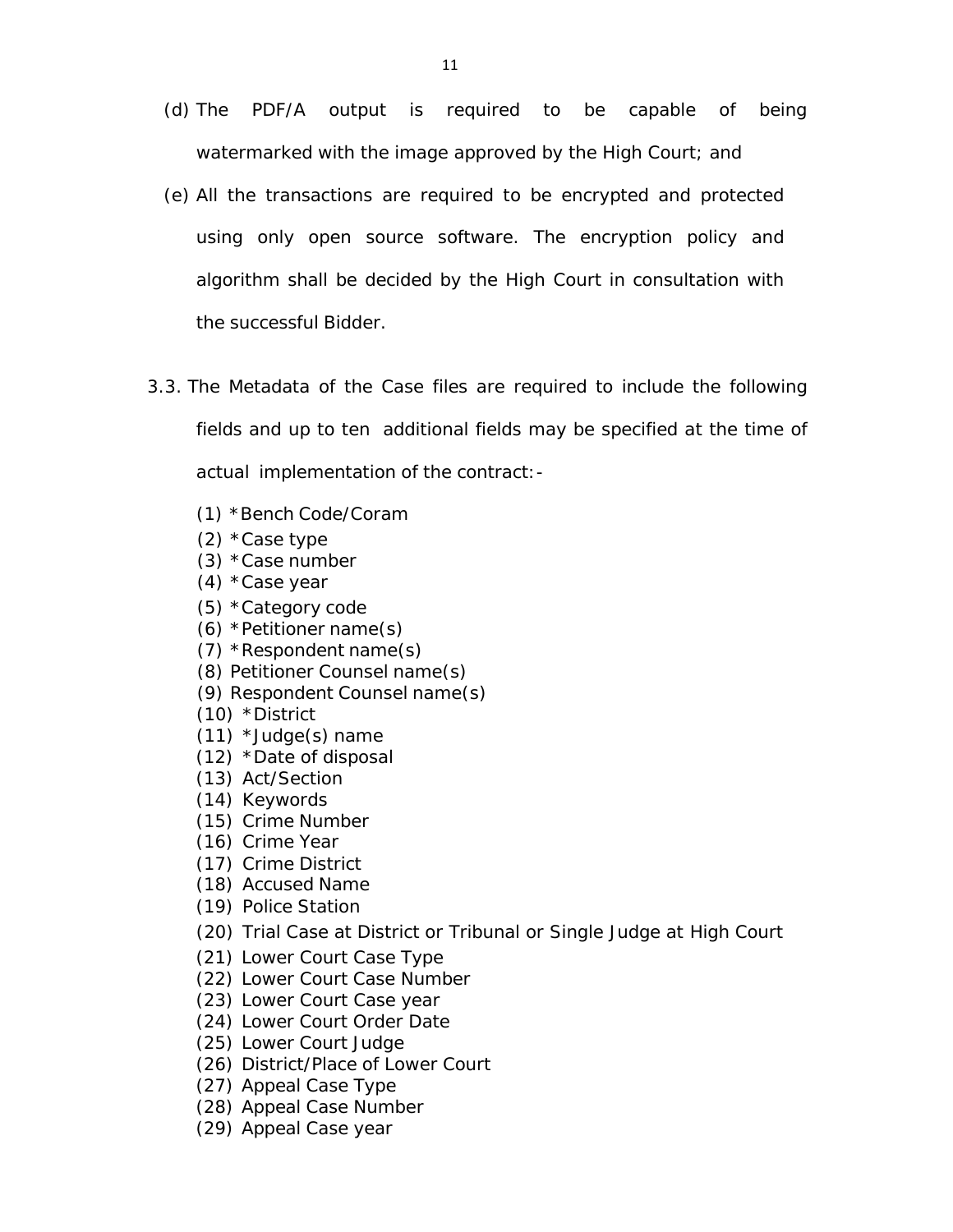(d) The PDF/A output is required to be capable of being watermarked with the image approved by the High Court; and

(e) All the transactions are required to be encrypted and protected using only open source software. The encryption policy and algorithm shall be decided by the High Court in consultation with the successful Bidder.

3.3. The Metadata of the Case files are required to include the following fields and up to ten additional fields may be specified at the time of actual implementation of the contract:-

(1) *Bench Code/Coram
(2) *Case type
(3) *Case number
(4) *Case year
(5) *Category code
(6) *Petitioner name(s)
(7) *Respondent name(s)
(8) Petitioner Counsel name(s)
(9) Respondent Counsel name(s)
(10) *District
(11) *Judge(s) name
(12) *Date of disposal
(13) Act/Section
(14) Keywords
(15) Crime Number
(16) Crime Year
(17) Crime District
(18) Accused Name
(19) Police Station
(20) Trial Case at District or Tribunal or Single Judge at High Court
(21) Lower Court Case Type
(22) Lower Court Case Number
(23) Lower Court Case year
(24) Lower Court Order Date
(25) Lower Court Judge
(26) District/Place of Lower Court
(27) Appeal Case Type
(28) Appeal Case Number
(29) Appeal Case year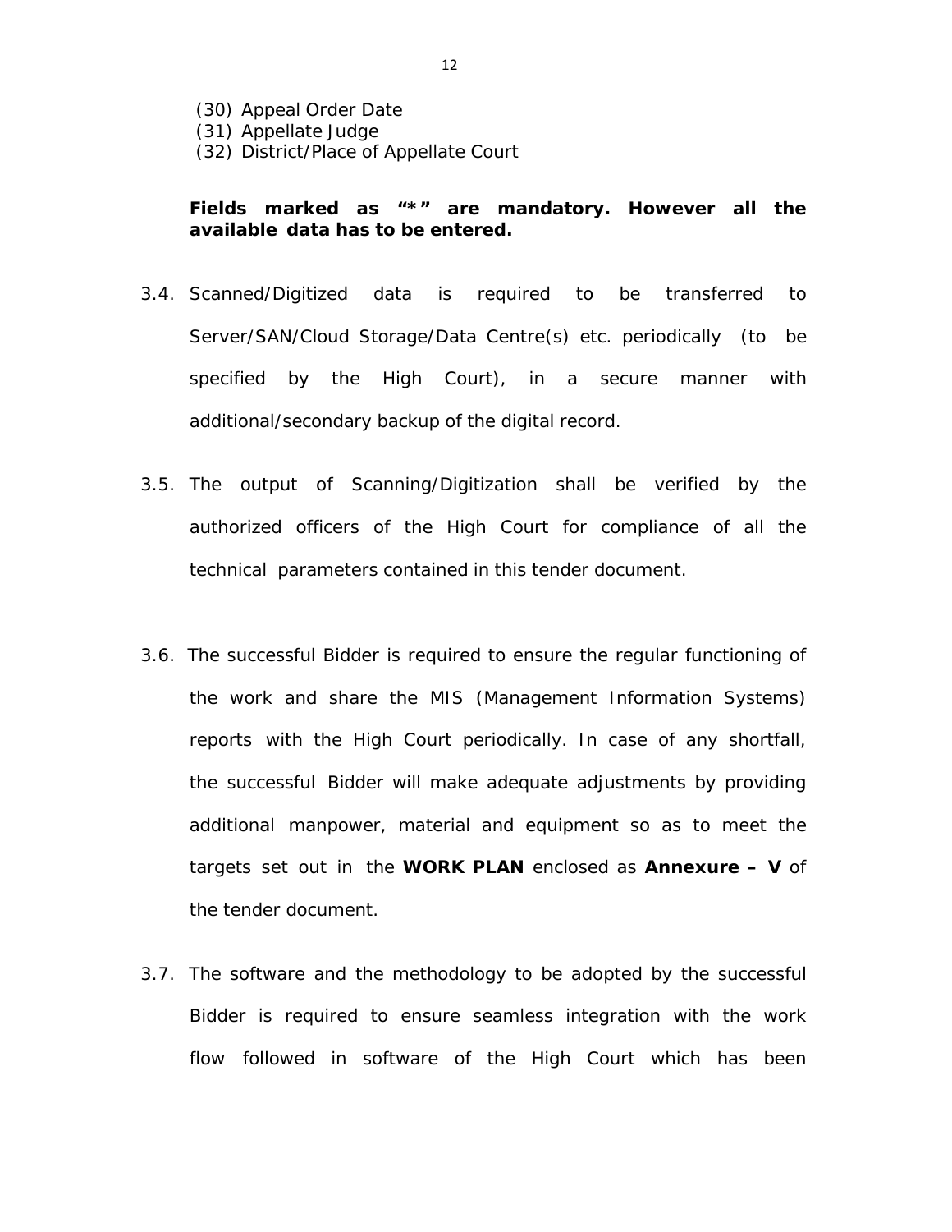(30) Appeal Order Date
(31) Appellate Judge
(32) District/Place of Appellate Court

**Fields marked as "*" are mandatory. However all the available data has to be entered.**

3.4. Scanned/Digitized data is required to be transferred to Server/SAN/Cloud Storage/Data Centre(s) etc. periodically (to be specified by the High Court), in a secure manner with additional/secondary backup of the digital record.

3.5. The output of Scanning/Digitization shall be verified by the authorized officers of the High Court for compliance of all the technical parameters contained in this tender document.

3.6. The successful Bidder is required to ensure the regular functioning of the work and share the MIS (Management Information Systems) reports with the High Court periodically. In case of any shortfall, the successful Bidder will make adequate adjustments by providing additional manpower, material and equipment so as to meet the targets set out in the **WORK PLAN** enclosed as **Annexure – V** of the tender document.

3.7. The software and the methodology to be adopted by the successful Bidder is required to ensure seamless integration with the work flow followed in software of the High Court which has been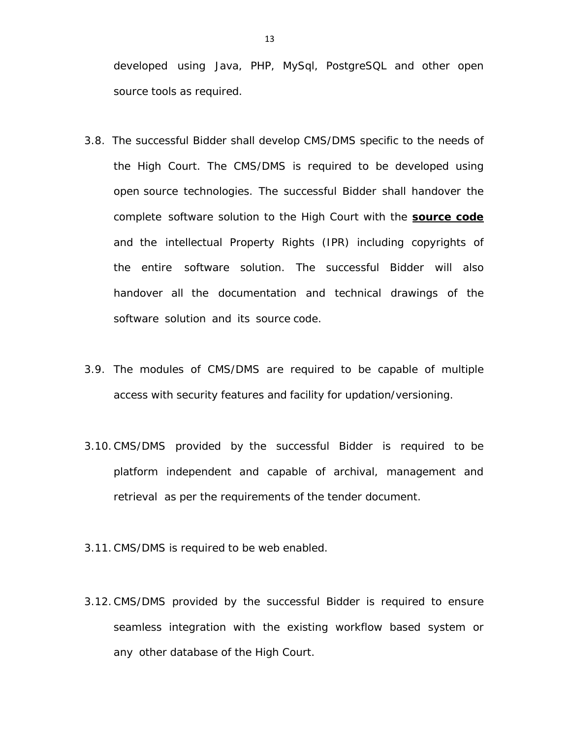developed using Java, PHP, MySql, PostgreSQL and other open source tools as required.

3.8. The successful Bidder shall develop CMS/DMS specific to the needs of the High Court. The CMS/DMS is required to be developed using open source technologies. The successful Bidder shall handover the complete software solution to the High Court with the **source code** and the intellectual Property Rights (IPR) including copyrights of the entire software solution. The successful Bidder will also handover all the documentation and technical drawings of the software solution and its source code.

3.9. The modules of CMS/DMS are required to be capable of multiple access with security features and facility for updation/versioning.

3.10. CMS/DMS provided by the successful Bidder is required to be platform independent and capable of archival, management and retrieval as per the requirements of the tender document.

3.11. CMS/DMS is required to be web enabled.

3.12. CMS/DMS provided by the successful Bidder is required to ensure seamless integration with the existing workflow based system or any other database of the High Court.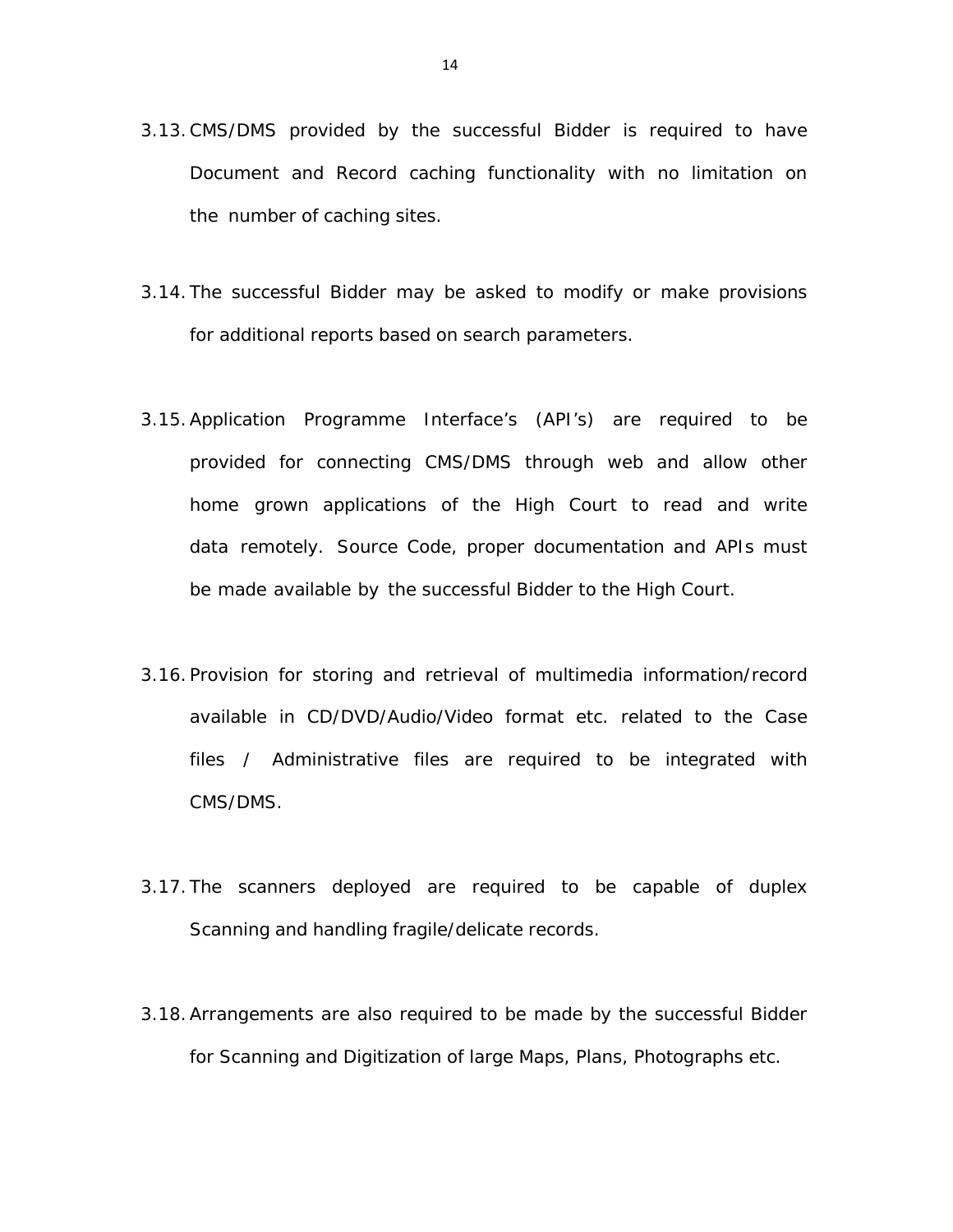3.13. CMS/DMS provided by the successful Bidder is required to have Document and Record caching functionality with no limitation on the number of caching sites.

3.14. The successful Bidder may be asked to modify or make provisions for additional reports based on search parameters.

3.15. Application Programme Interface's (API's) are required to be provided for connecting CMS/DMS through web and allow other home grown applications of the High Court to read and write data remotely. Source Code, proper documentation and APIs must be made available by the successful Bidder to the High Court.

3.16. Provision for storing and retrieval of multimedia information/record available in CD/DVD/Audio/Video format etc. related to the Case files / Administrative files are required to be integrated with CMS/DMS.

3.17. The scanners deployed are required to be capable of duplex Scanning and handling fragile/delicate records.

3.18. Arrangements are also required to be made by the successful Bidder for Scanning and Digitization of large Maps, Plans, Photographs etc.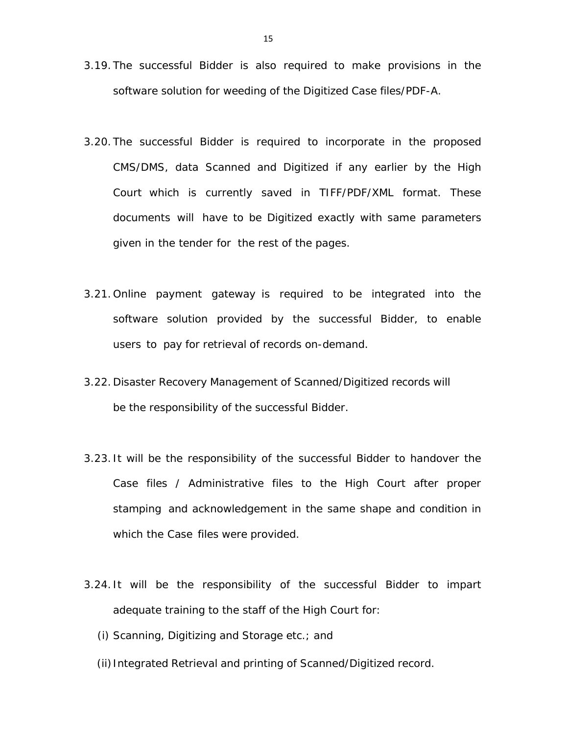3.19. The successful Bidder is also required to make provisions in the software solution for weeding of the Digitized Case files/PDF-A.

3.20. The successful Bidder is required to incorporate in the proposed CMS/DMS, data Scanned and Digitized if any earlier by the High Court which is currently saved in TIFF/PDF/XML format. These documents will have to be Digitized exactly with same parameters given in the tender for the rest of the pages.

3.21. Online payment gateway is required to be integrated into the software solution provided by the successful Bidder, to enable users to pay for retrieval of records on-demand.

3.22. Disaster Recovery Management of Scanned/Digitized records will be the responsibility of the successful Bidder.

3.23. It will be the responsibility of the successful Bidder to handover the Case files / Administrative files to the High Court after proper stamping and acknowledgement in the same shape and condition in which the Case files were provided.

3.24. It will be the responsibility of the successful Bidder to impart adequate training to the staff of the High Court for:

(i) Scanning, Digitizing and Storage etc.; and

(ii) Integrated Retrieval and printing of Scanned/Digitized record.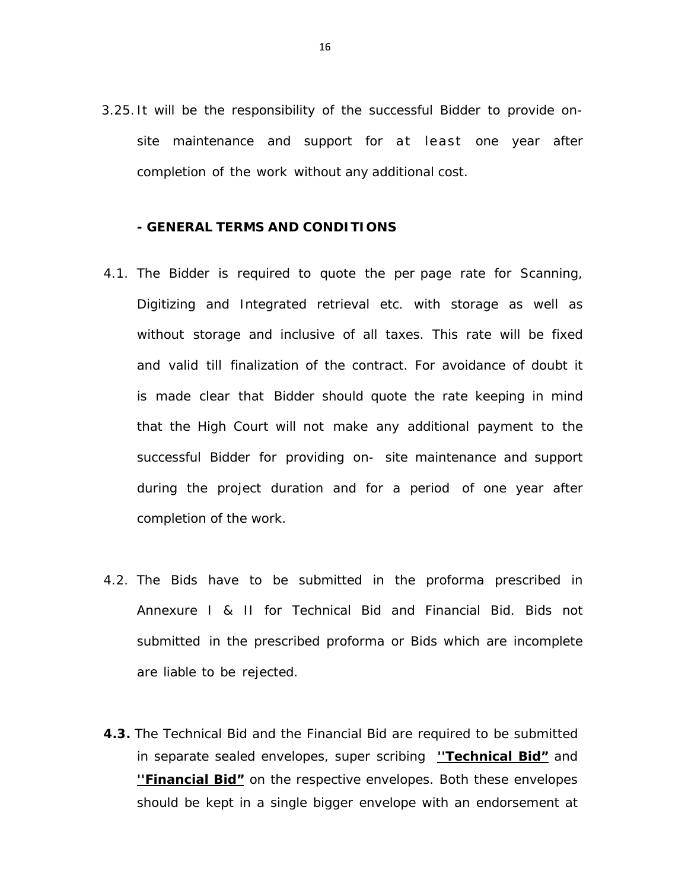3.25. It will be the responsibility of the successful Bidder to provide on-site maintenance and support for at least one year after completion of the work without any additional cost.

**- GENERAL TERMS AND CONDITIONS**

4.1. The Bidder is required to quote the per page rate for Scanning, Digitizing and Integrated retrieval etc. with storage as well as without storage and inclusive of all taxes. This rate will be fixed and valid till finalization of the contract. For avoidance of doubt it is made clear that Bidder should quote the rate keeping in mind that the High Court will not make any additional payment to the successful Bidder for providing on- site maintenance and support during the project duration and for a period of one year after completion of the work.

4.2. The Bids have to be submitted in the proforma prescribed in Annexure I & II for Technical Bid and Financial Bid. Bids not submitted in the prescribed proforma or Bids which are incomplete are liable to be rejected.

**4.3.** The Technical Bid and the Financial Bid are required to be submitted in separate sealed envelopes, super scribing **''Technical Bid"** and **''Financial Bid"** on the respective envelopes. Both these envelopes should be kept in a single bigger envelope with an endorsement at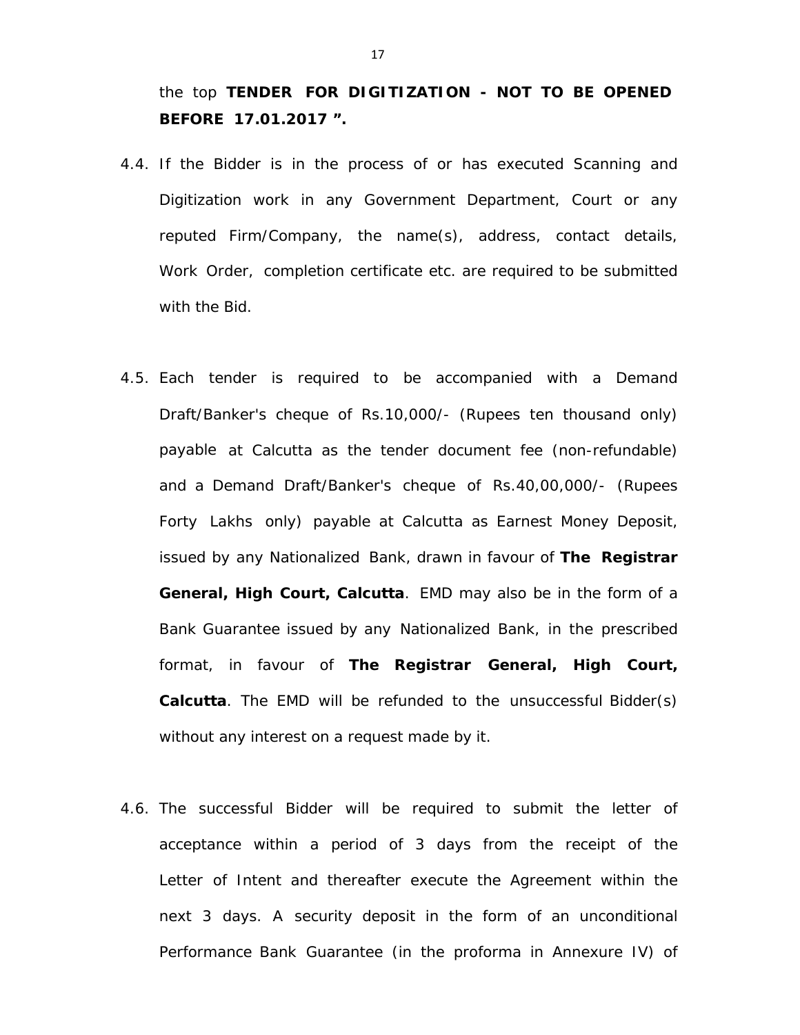the top **TENDER FOR DIGITIZATION - NOT TO BE OPENED BEFORE 17.01.2017 ”.**

4.4. If the Bidder is in the process of or has executed Scanning and Digitization work in any Government Department, Court or any reputed Firm/Company, the name(s), address, contact details, Work Order, completion certificate etc. are required to be submitted with the Bid.

4.5. Each tender is required to be accompanied with a Demand Draft/Banker's cheque of Rs.10,000/- (Rupees ten thousand only) payable at Calcutta as the tender document fee (non-refundable) and a Demand Draft/Banker's cheque of Rs.40,00,000/- (Rupees Forty Lakhs only) payable at Calcutta as Earnest Money Deposit, issued by any Nationalized Bank, drawn in favour of **The Registrar General, High Court, Calcutta**. EMD may also be in the form of a Bank Guarantee issued by any Nationalized Bank, in the prescribed format, in favour of **The Registrar General, High Court, Calcutta**. The EMD will be refunded to the unsuccessful Bidder(s) without any interest on a request made by it.

4.6. The successful Bidder will be required to submit the letter of acceptance within a period of 3 days from the receipt of the Letter of Intent and thereafter execute the Agreement within the next 3 days. A security deposit in the form of an unconditional Performance Bank Guarantee (in the proforma in Annexure IV) of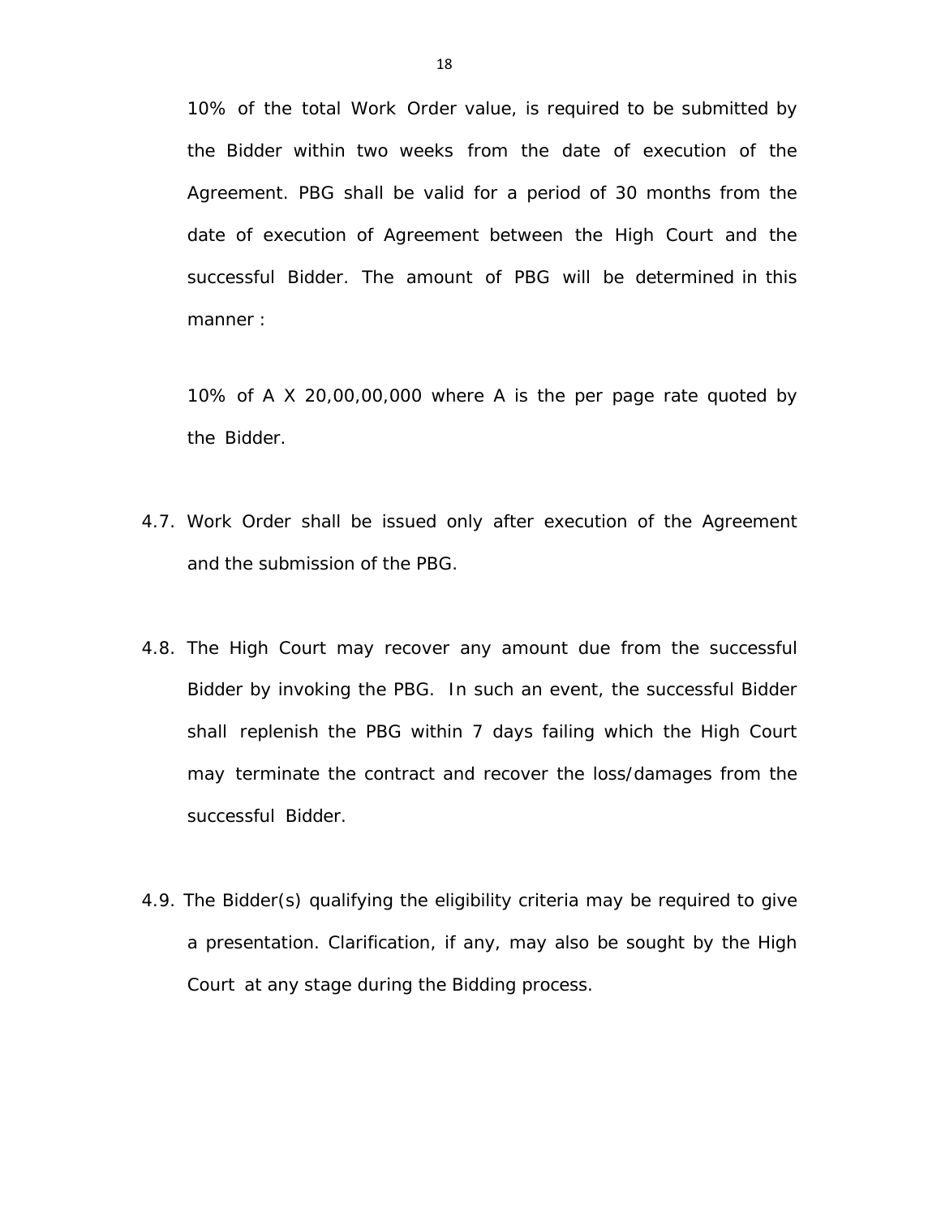10% of the total Work Order value, is required to be submitted by the Bidder within two weeks from the date of execution of the Agreement. PBG shall be valid for a period of 30 months from the date of execution of Agreement between the High Court and the successful Bidder. The amount of PBG will be determined in this manner :

10% of A X 20,00,00,000 where A is the per page rate quoted by the Bidder.

4.7. Work Order shall be issued only after execution of the Agreement and the submission of the PBG.

4.8. The High Court may recover any amount due from the successful Bidder by invoking the PBG. In such an event, the successful Bidder shall replenish the PBG within 7 days failing which the High Court may terminate the contract and recover the loss/damages from the successful Bidder.

4.9. The Bidder(s) qualifying the eligibility criteria may be required to give a presentation. Clarification, if any, may also be sought by the High Court at any stage during the Bidding process.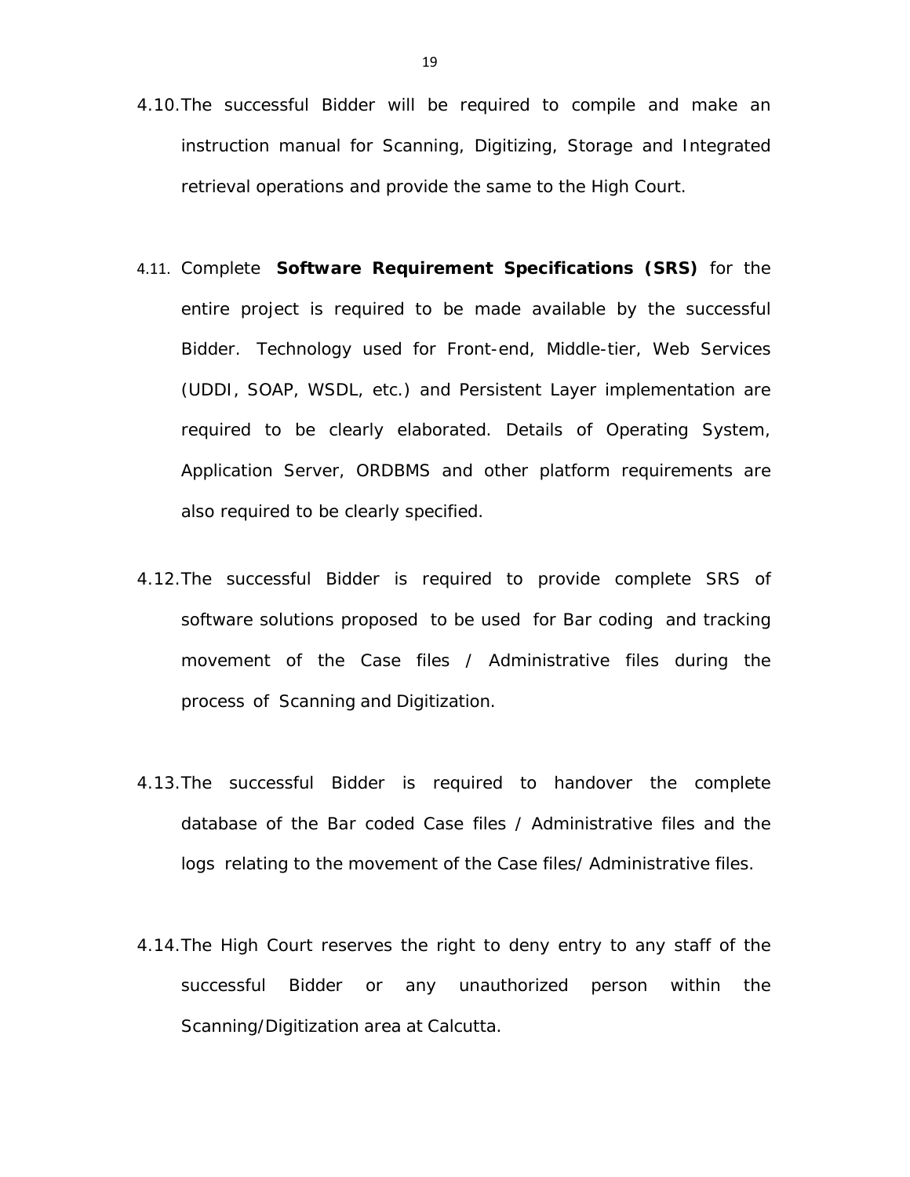4.10. The successful Bidder will be required to compile and make an instruction manual for Scanning, Digitizing, Storage and Integrated retrieval operations and provide the same to the High Court.

4.11. Complete **Software Requirement Specifications (SRS)** for the entire project is required to be made available by the successful Bidder. Technology used for Front-end, Middle-tier, Web Services (UDDI, SOAP, WSDL, etc.) and Persistent Layer implementation are required to be clearly elaborated. Details of Operating System, Application Server, ORDBMS and other platform requirements are also required to be clearly specified.

4.12. The successful Bidder is required to provide complete SRS of software solutions proposed to be used for Bar coding and tracking movement of the Case files / Administrative files during the process of Scanning and Digitization.

4.13. The successful Bidder is required to handover the complete database of the Bar coded Case files / Administrative files and the logs relating to the movement of the Case files/ Administrative files.

4.14. The High Court reserves the right to deny entry to any staff of the successful Bidder or any unauthorized person within the Scanning/Digitization area at Calcutta.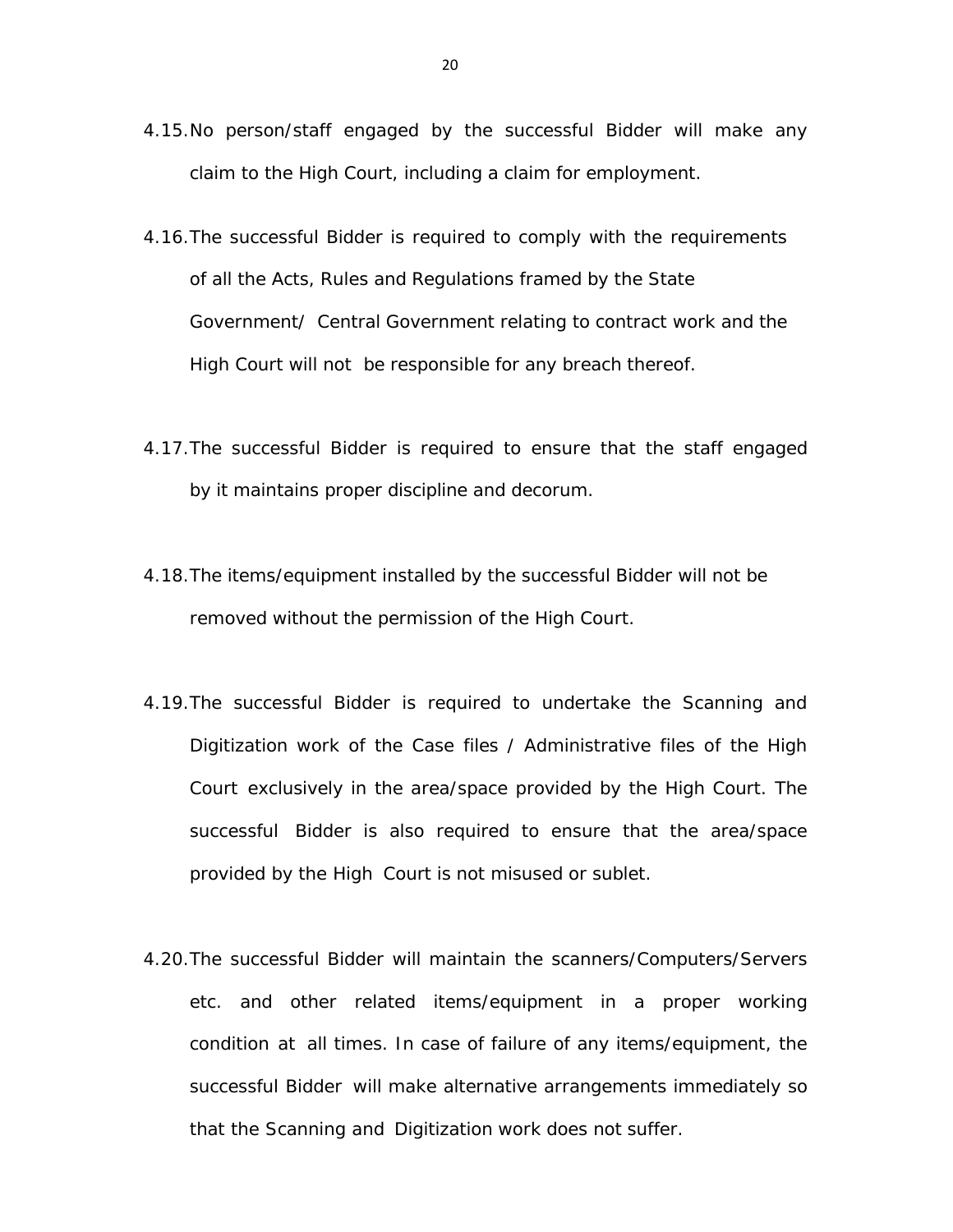4.15. No person/staff engaged by the successful Bidder will make any claim to the High Court, including a claim for employment.

4.16. The successful Bidder is required to comply with the requirements of all the Acts, Rules and Regulations framed by the State Government/ Central Government relating to contract work and the High Court will not be responsible for any breach thereof.

4.17. The successful Bidder is required to ensure that the staff engaged by it maintains proper discipline and decorum.

4.18. The items/equipment installed by the successful Bidder will not be removed without the permission of the High Court.

4.19. The successful Bidder is required to undertake the Scanning and Digitization work of the Case files / Administrative files of the High Court exclusively in the area/space provided by the High Court. The successful Bidder is also required to ensure that the area/space provided by the High Court is not misused or sublet.

4.20. The successful Bidder will maintain the scanners/Computers/Servers etc. and other related items/equipment in a proper working condition at all times. In case of failure of any items/equipment, the successful Bidder will make alternative arrangements immediately so that the Scanning and Digitization work does not suffer.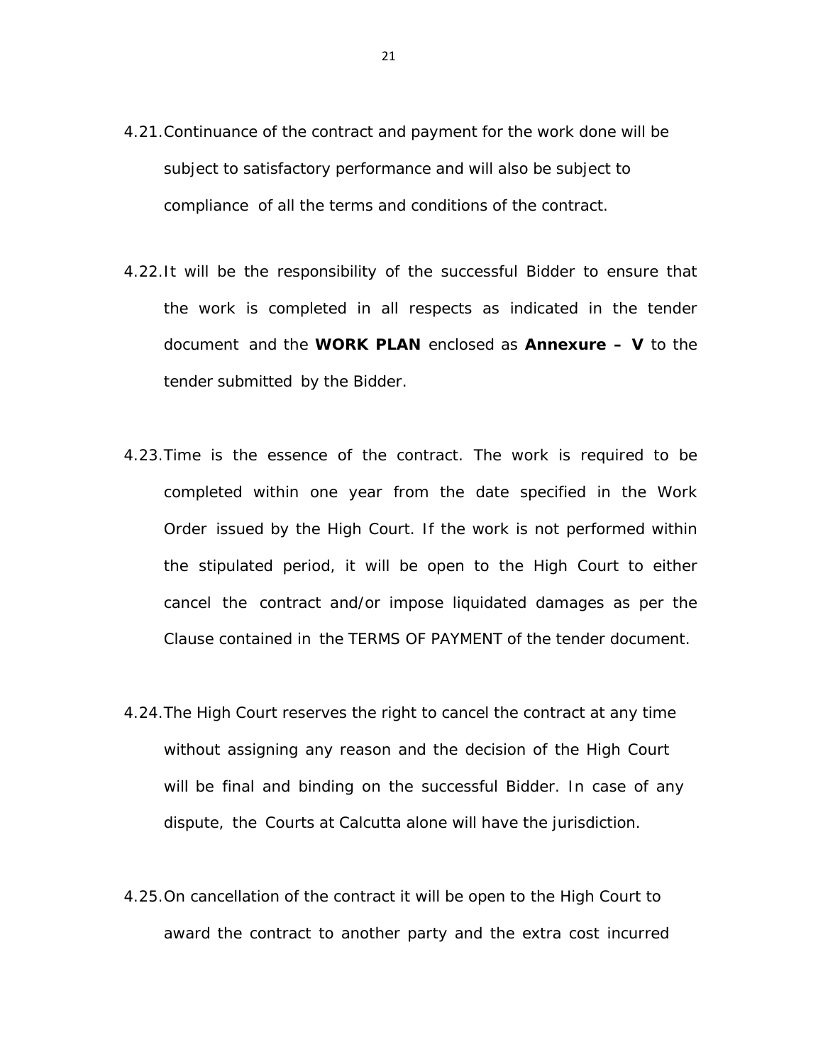4.21. Continuance of the contract and payment for the work done will be subject to satisfactory performance and will also be subject to compliance of all the terms and conditions of the contract.

4.22. It will be the responsibility of the successful Bidder to ensure that the work is completed in all respects as indicated in the tender document and the **WORK PLAN** enclosed as **Annexure – V** to the tender submitted by the Bidder.

4.23. Time is the essence of the contract. The work is required to be completed within one year from the date specified in the Work Order issued by the High Court. If the work is not performed within the stipulated period, it will be open to the High Court to either cancel the contract and/or impose liquidated damages as per the Clause contained in the TERMS OF PAYMENT of the tender document.

4.24. The High Court reserves the right to cancel the contract at any time without assigning any reason and the decision of the High Court will be final and binding on the successful Bidder. In case of any dispute, the Courts at Calcutta alone will have the jurisdiction.

4.25. On cancellation of the contract it will be open to the High Court to award the contract to another party and the extra cost incurred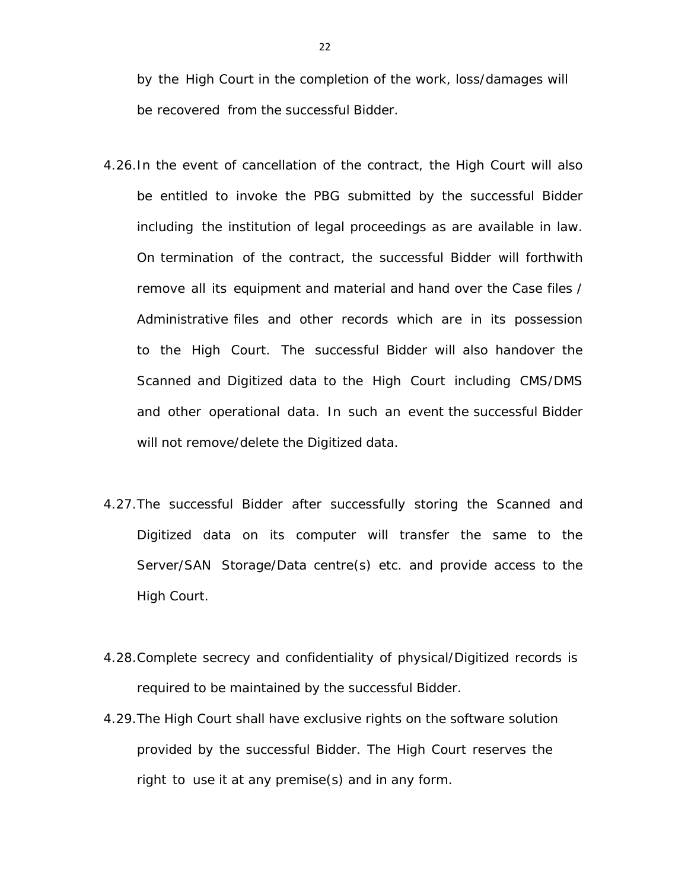by the High Court in the completion of the work, loss/damages will be recovered from the successful Bidder.

4.26. In the event of cancellation of the contract, the High Court will also be entitled to invoke the PBG submitted by the successful Bidder including the institution of legal proceedings as are available in law. On termination of the contract, the successful Bidder will forthwith remove all its equipment and material and hand over the Case files / Administrative files and other records which are in its possession to the High Court. The successful Bidder will also handover the Scanned and Digitized data to the High Court including CMS/DMS and other operational data. In such an event the successful Bidder will not remove/delete the Digitized data.

4.27. The successful Bidder after successfully storing the Scanned and Digitized data on its computer will transfer the same to the Server/SAN Storage/Data centre(s) etc. and provide access to the High Court.

4.28. Complete secrecy and confidentiality of physical/Digitized records is required to be maintained by the successful Bidder.

4.29. The High Court shall have exclusive rights on the software solution provided by the successful Bidder. The High Court reserves the right to use it at any premise(s) and in any form.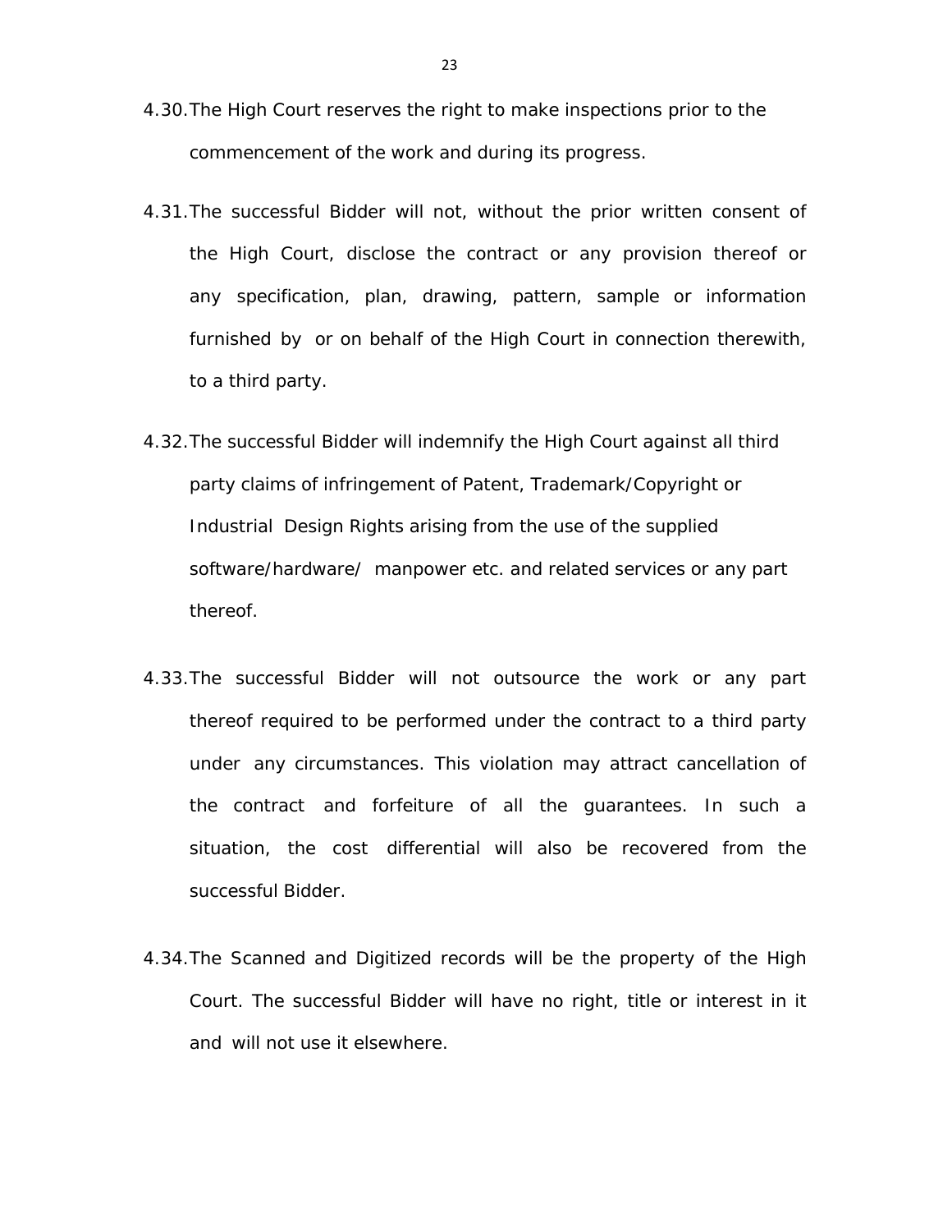4.30. The High Court reserves the right to make inspections prior to the commencement of the work and during its progress.

4.31. The successful Bidder will not, without the prior written consent of the High Court, disclose the contract or any provision thereof or any specification, plan, drawing, pattern, sample or information furnished by or on behalf of the High Court in connection therewith, to a third party.

4.32. The successful Bidder will indemnify the High Court against all third party claims of infringement of Patent, Trademark/Copyright or Industrial Design Rights arising from the use of the supplied software/hardware/ manpower etc. and related services or any part thereof.

4.33. The successful Bidder will not outsource the work or any part thereof required to be performed under the contract to a third party under any circumstances. This violation may attract cancellation of the contract and forfeiture of all the guarantees. In such a situation, the cost differential will also be recovered from the successful Bidder.

4.34. The Scanned and Digitized records will be the property of the High Court. The successful Bidder will have no right, title or interest in it and will not use it elsewhere.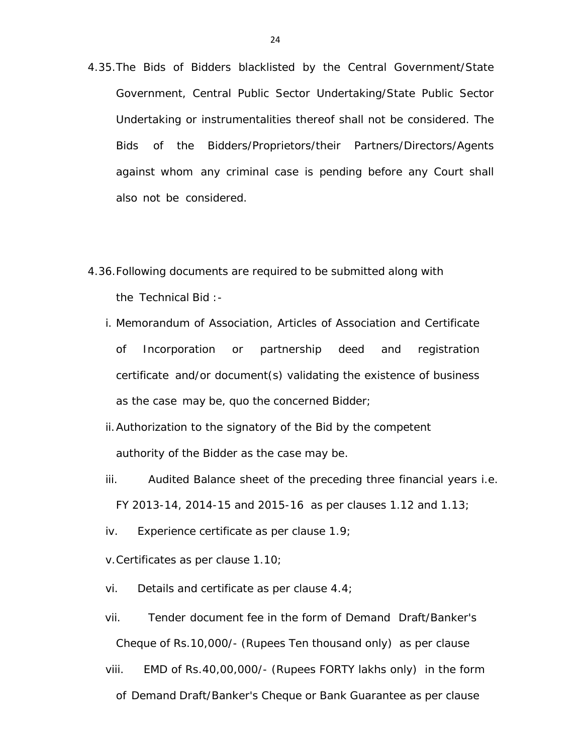4.35. The Bids of Bidders blacklisted by the Central Government/State Government, Central Public Sector Undertaking/State Public Sector Undertaking or instrumentalities thereof shall not be considered. The Bids of the Bidders/Proprietors/their Partners/Directors/Agents against whom any criminal case is pending before any Court shall also not be considered.

4.36. Following documents are required to be submitted along with the Technical Bid :-

i. Memorandum of Association, Articles of Association and Certificate of Incorporation or partnership deed and registration certificate and/or document(s) validating the existence of business as the case may be, quo the concerned Bidder;

ii. Authorization to the signatory of the Bid by the competent authority of the Bidder as the case may be.

iii. Audited Balance sheet of the preceding three financial years i.e. FY 2013-14, 2014-15 and 2015-16 as per clauses 1.12 and 1.13;

iv. Experience certificate as per clause 1.9;

v. Certificates as per clause 1.10;

vi. Details and certificate as per clause 4.4;

vii. Tender document fee in the form of Demand Draft/Banker's Cheque of Rs.10,000/- (Rupees Ten thousand only) as per clause

viii. EMD of Rs.40,00,000/- (Rupees FORTY lakhs only) in the form of Demand Draft/Banker's Cheque or Bank Guarantee as per clause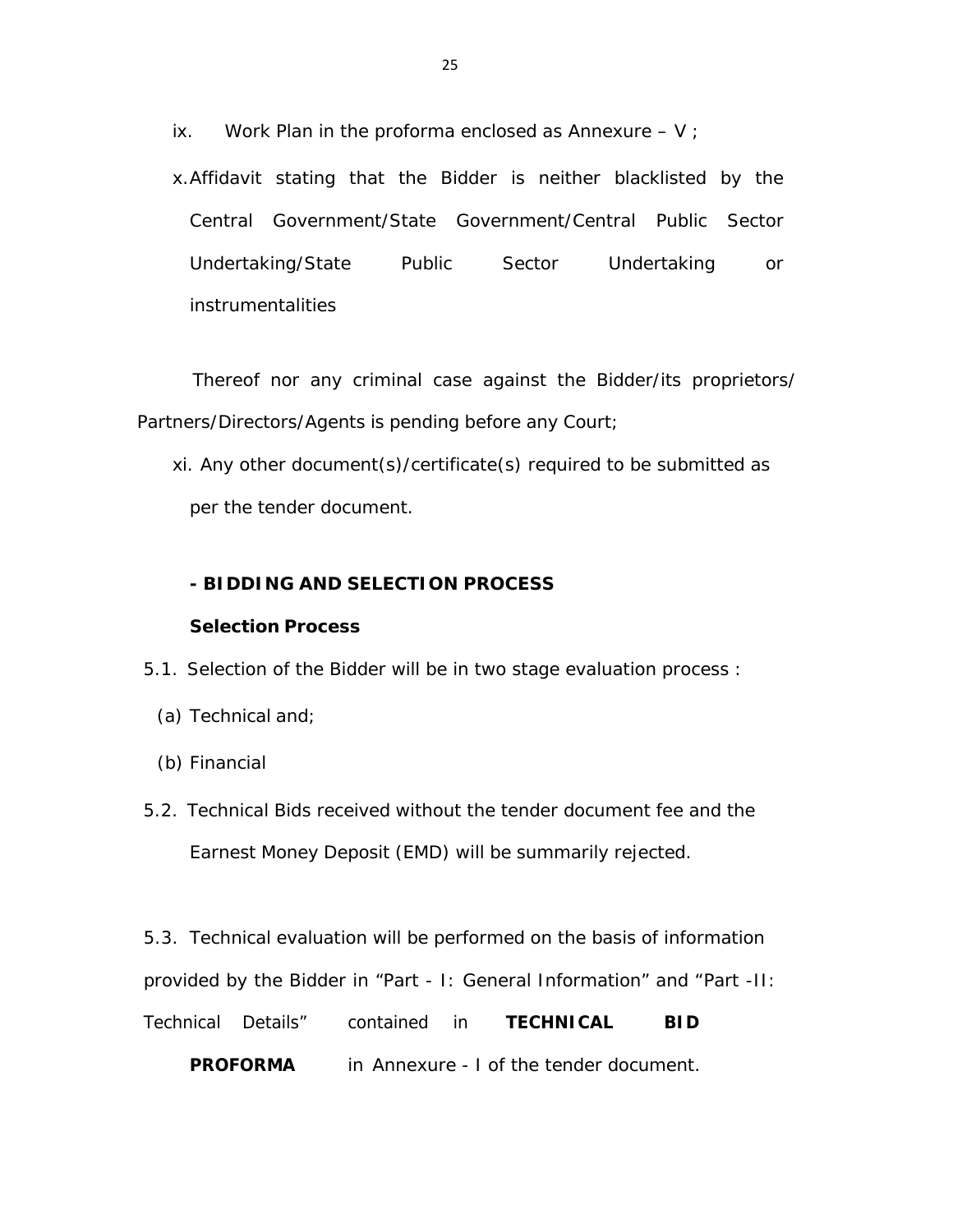ix. Work Plan in the proforma enclosed as Annexure – V ;

x. Affidavit stating that the Bidder is neither blacklisted by the Central Government/State Government/Central Public Sector Undertaking/State Public Sector Undertaking or instrumentalities

Thereof nor any criminal case against the Bidder/its proprietors/ Partners/Directors/Agents is pending before any Court;

xi. Any other document(s)/certificate(s) required to be submitted as per the tender document.

**- BIDDING AND SELECTION PROCESS**

**Selection Process**

5.1. Selection of the Bidder will be in two stage evaluation process :

(a) Technical and;

(b) Financial

5.2. Technical Bids received without the tender document fee and the Earnest Money Deposit (EMD) will be summarily rejected.

5.3. Technical evaluation will be performed on the basis of information provided by the Bidder in "Part - I: General Information" and "Part -II: Technical Details" contained in **TECHNICAL BID PROFORMA** in Annexure - I of the tender document.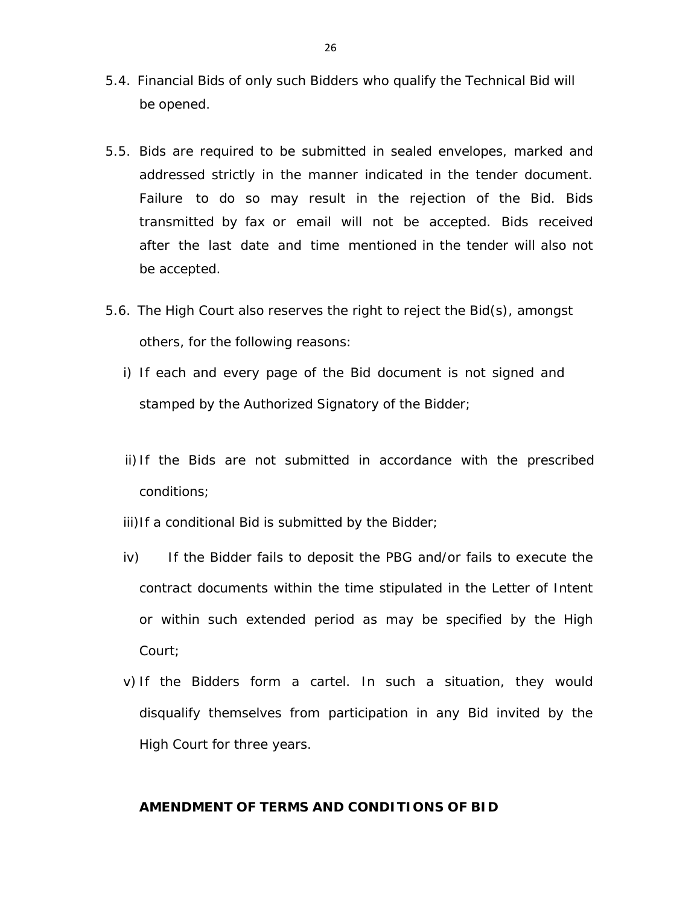5.4. Financial Bids of only such Bidders who qualify the Technical Bid will be opened.

5.5. Bids are required to be submitted in sealed envelopes, marked and addressed strictly in the manner indicated in the tender document. Failure to do so may result in the rejection of the Bid. Bids transmitted by fax or email will not be accepted. Bids received after the last date and time mentioned in the tender will also not be accepted.

5.6. The High Court also reserves the right to reject the Bid(s), amongst others, for the following reasons:

i) If each and every page of the Bid document is not signed and stamped by the Authorized Signatory of the Bidder;

ii) If the Bids are not submitted in accordance with the prescribed conditions;

iii) If a conditional Bid is submitted by the Bidder;

iv) If the Bidder fails to deposit the PBG and/or fails to execute the contract documents within the time stipulated in the Letter of Intent or within such extended period as may be specified by the High Court;

v) If the Bidders form a cartel. In such a situation, they would disqualify themselves from participation in any Bid invited by the High Court for three years.

**AMENDMENT OF TERMS AND CONDITIONS OF BID**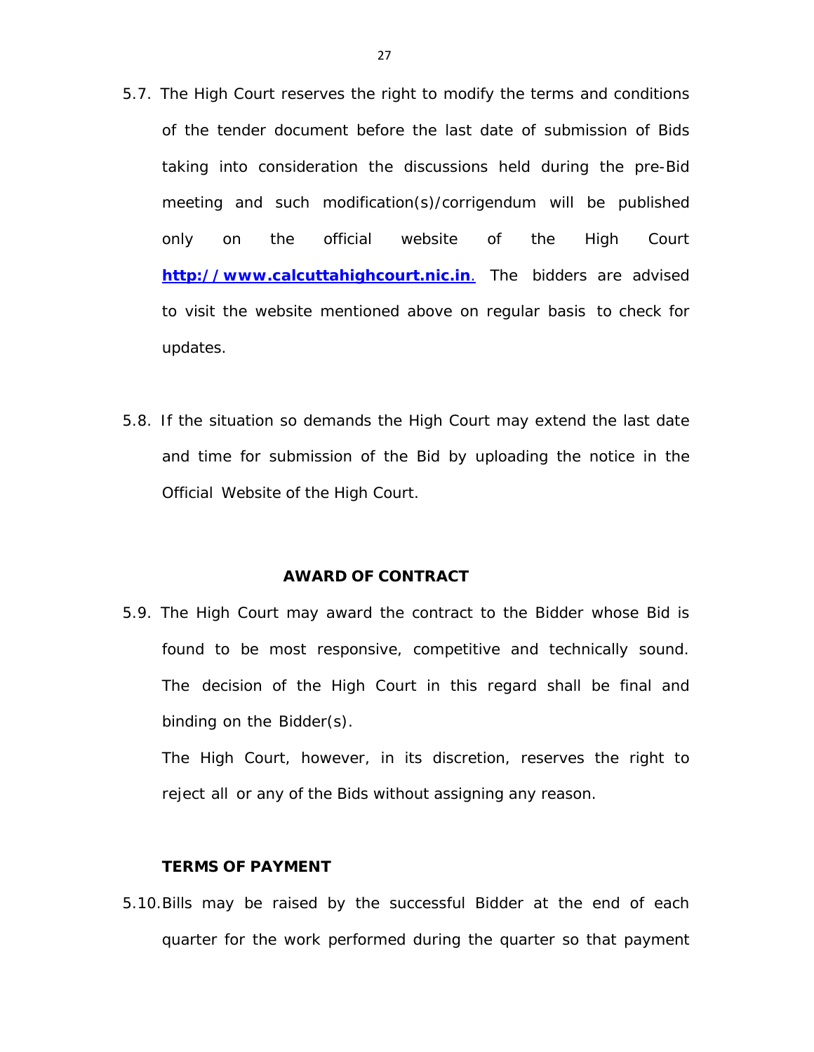5.7. The High Court reserves the right to modify the terms and conditions of the tender document before the last date of submission of Bids taking into consideration the discussions held during the pre-Bid meeting and such modification(s)/corrigendum will be published only on the official website of the High Court **http://www.calcuttahighcourt.nic.in**. The bidders are advised to visit the website mentioned above on regular basis to check for updates.

5.8. If the situation so demands the High Court may extend the last date and time for submission of the Bid by uploading the notice in the Official Website of the High Court.

**AWARD OF CONTRACT**

5.9. The High Court may award the contract to the Bidder whose Bid is found to be most responsive, competitive and technically sound. The decision of the High Court in this regard shall be final and binding on the Bidder(s).

The High Court, however, in its discretion, reserves the right to reject all or any of the Bids without assigning any reason.

**TERMS OF PAYMENT**

5.10. Bills may be raised by the successful Bidder at the end of each quarter for the work performed during the quarter so that payment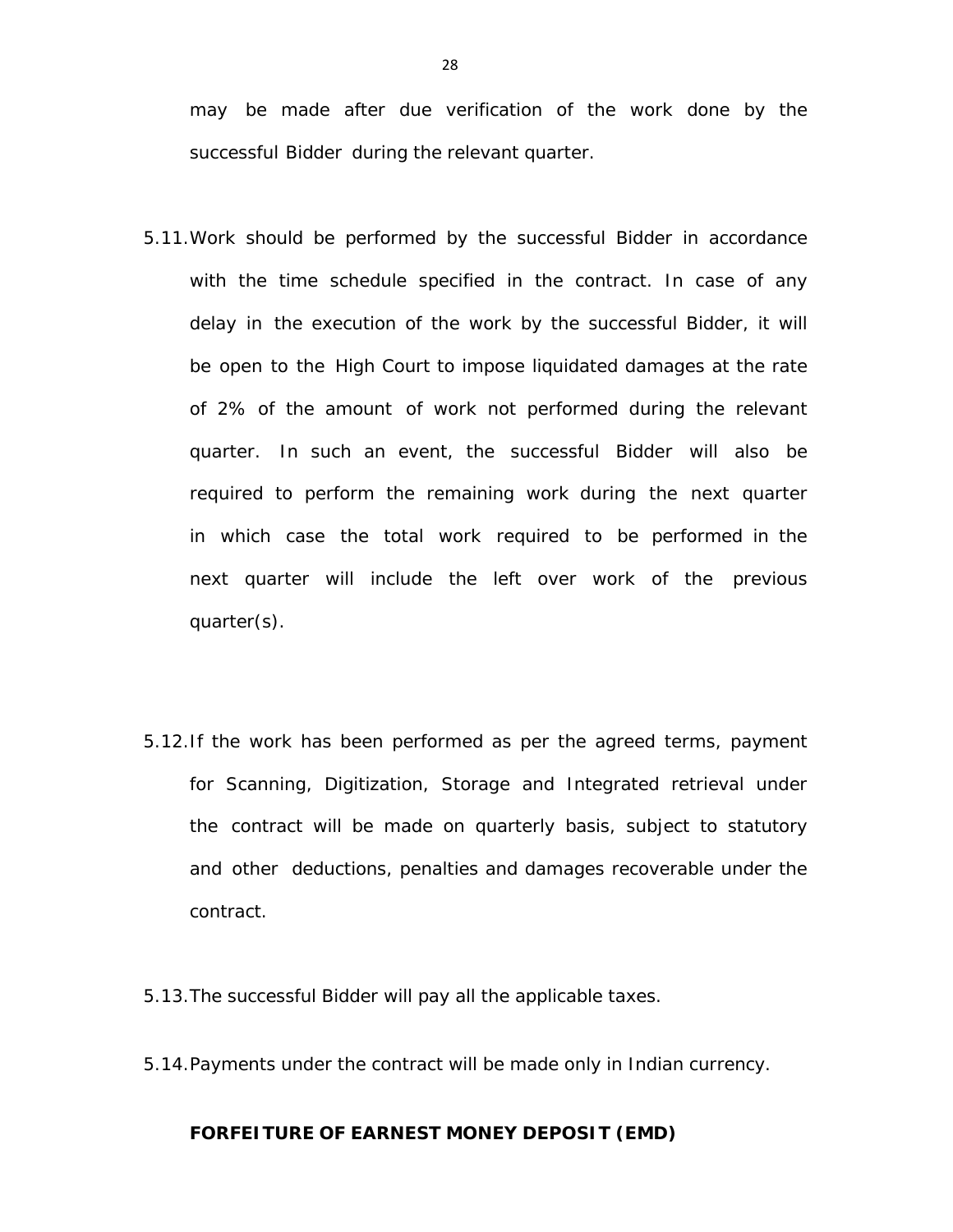may be made after due verification of the work done by the successful Bidder during the relevant quarter.

5.11. Work should be performed by the successful Bidder in accordance with the time schedule specified in the contract. In case of any delay in the execution of the work by the successful Bidder, it will be open to the High Court to impose liquidated damages at the rate of 2% of the amount of work not performed during the relevant quarter. In such an event, the successful Bidder will also be required to perform the remaining work during the next quarter in which case the total work required to be performed in the next quarter will include the left over work of the previous quarter(s).

5.12. If the work has been performed as per the agreed terms, payment for Scanning, Digitization, Storage and Integrated retrieval under the contract will be made on quarterly basis, subject to statutory and other deductions, penalties and damages recoverable under the contract.

5.13. The successful Bidder will pay all the applicable taxes.

5.14. Payments under the contract will be made only in Indian currency.

**FORFEITURE OF EARNEST MONEY DEPOSIT (EMD)**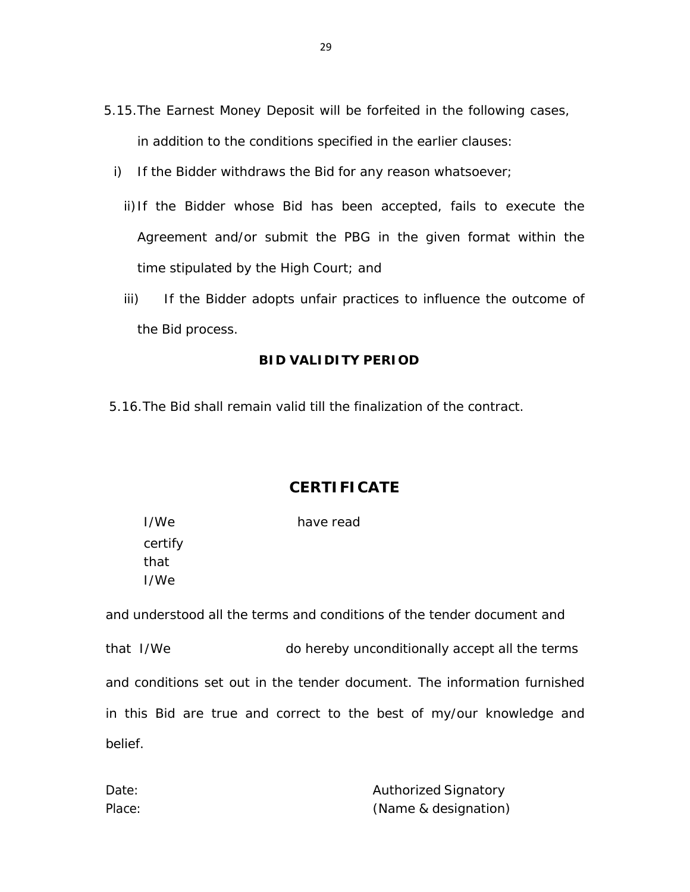5.15. The Earnest Money Deposit will be forfeited in the following cases, in addition to the conditions specified in the earlier clauses:

i) If the Bidder withdraws the Bid for any reason whatsoever;

ii) If the Bidder whose Bid has been accepted, fails to execute the Agreement and/or submit the PBG in the given format within the time stipulated by the High Court; and

iii) If the Bidder adopts unfair practices to influence the outcome of the Bid process.

**BID VALIDITY PERIOD**

5.16. The Bid shall remain valid till the finalization of the contract.

## CERTIFICATE

I/We certify that I/We have read

and understood all the terms and conditions of the tender document and that I/We do hereby unconditionally accept all the terms and conditions set out in the tender document. The information furnished in this Bid are true and correct to the best of my/our knowledge and belief.

Date:

Place:

Authorized Signatory

(Name & designation)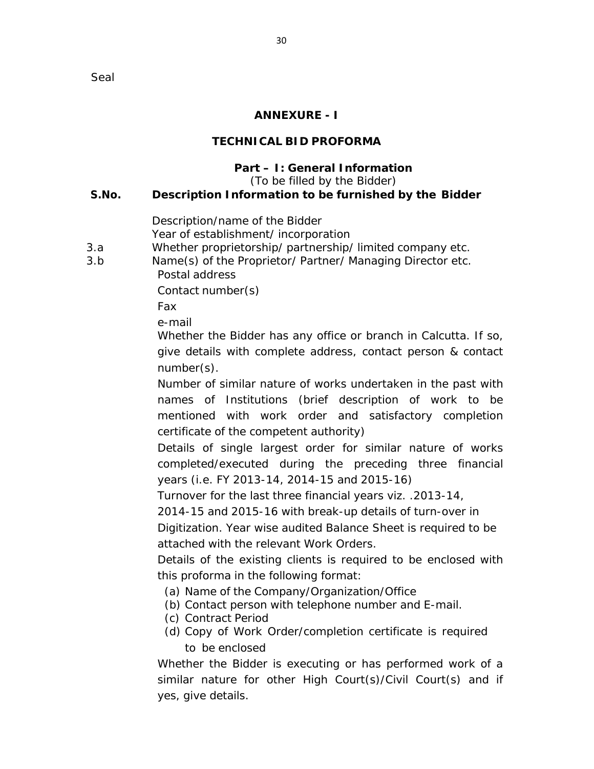Seal

## ANNEXURE - I

## TECHNICAL BID PROFORMA

### Part – I: General Information

(To be filled by the Bidder)

| S.No. | Description Information to be furnished by the Bidder |
|---|---|
| | Description/name of the Bidder |
| | Year of establishment/ incorporation |
| 3.a | Whether proprietorship/ partnership/ limited company etc. |
| 3.b | Name(s) of the Proprietor/ Partner/ Managing Director etc. |
| | Postal address |
| | Contact number(s) |
| | Fax |
| | e-mail |
| | Whether the Bidder has any office or branch in Calcutta. If so, give details with complete address, contact person & contact number(s). |
| | Number of similar nature of works undertaken in the past with names of Institutions (brief description of work to be mentioned with work order and satisfactory completion certificate of the competent authority) |
| | Details of single largest order for similar nature of works completed/executed during the preceding three financial years (i.e. FY 2013-14, 2014-15 and 2015-16) |
| | Turnover for the last three financial years viz. .2013-14, 2014-15 and 2015-16 with break-up details of turn-over in Digitization. Year wise audited Balance Sheet is required to be attached with the relevant Work Orders. |
| | Details of the existing clients is required to be enclosed with this proforma in the following format:<br>(a) Name of the Company/Organization/Office<br>(b) Contact person with telephone number and E-mail.<br>(c) Contract Period<br>(d) Copy of Work Order/completion certificate is required to be enclosed |
| | Whether the Bidder is executing or has performed work of a similar nature for other High Court(s)/Civil Court(s) and if yes, give details. |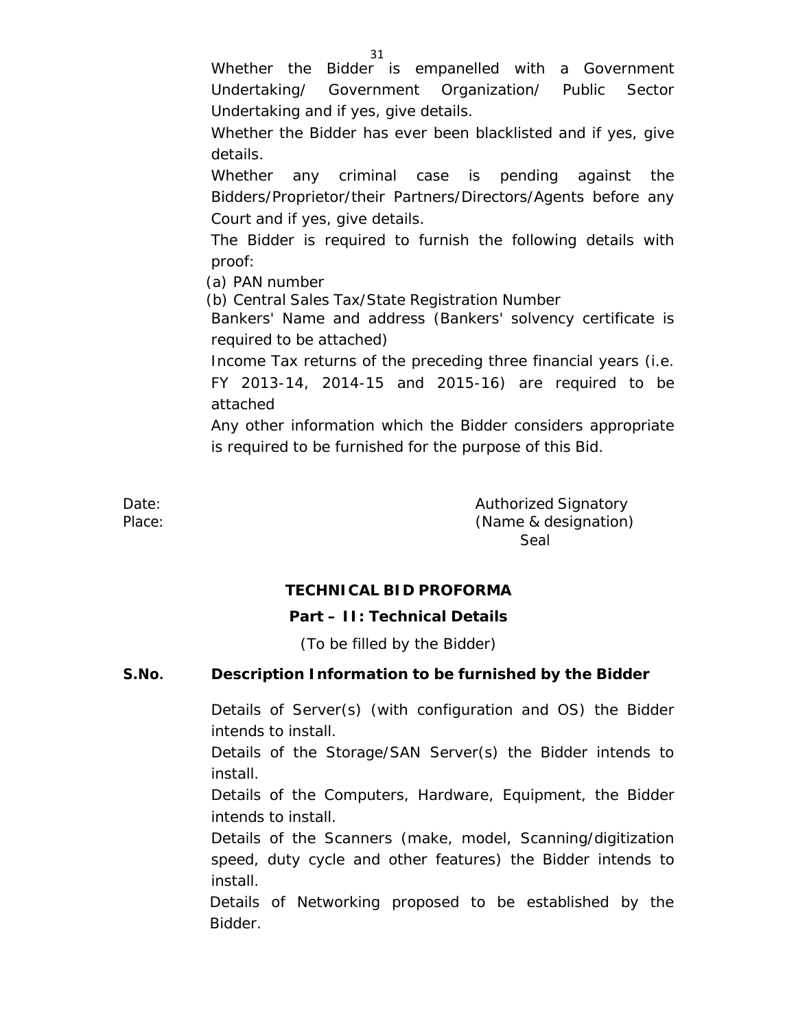Whether the Bidder is empanelled with a Government Undertaking/ Government Organization/ Public Sector Undertaking and if yes, give details.

Whether the Bidder has ever been blacklisted and if yes, give details.

Whether any criminal case is pending against the Bidders/Proprietor/their Partners/Directors/Agents before any Court and if yes, give details.

The Bidder is required to furnish the following details with proof:

(a) PAN number

(b) Central Sales Tax/State Registration Number

Bankers' Name and address (Bankers' solvency certificate is required to be attached)

Income Tax returns of the preceding three financial years (i.e. FY 2013-14, 2014-15 and 2015-16) are required to be attached

Any other information which the Bidder considers appropriate is required to be furnished for the purpose of this Bid.

Date:

Place:

Authorized Signatory
(Name & designation)
Seal

**TECHNICAL BID PROFORMA**

**Part – II: Technical Details**

(To be filled by the Bidder)

**S.No. Description Information to be furnished by the Bidder**

Details of Server(s) (with configuration and OS) the Bidder intends to install.

Details of the Storage/SAN Server(s) the Bidder intends to install.

Details of the Computers, Hardware, Equipment, the Bidder intends to install.

Details of the Scanners (make, model, Scanning/digitization speed, duty cycle and other features) the Bidder intends to install.

Details of Networking proposed to be established by the Bidder.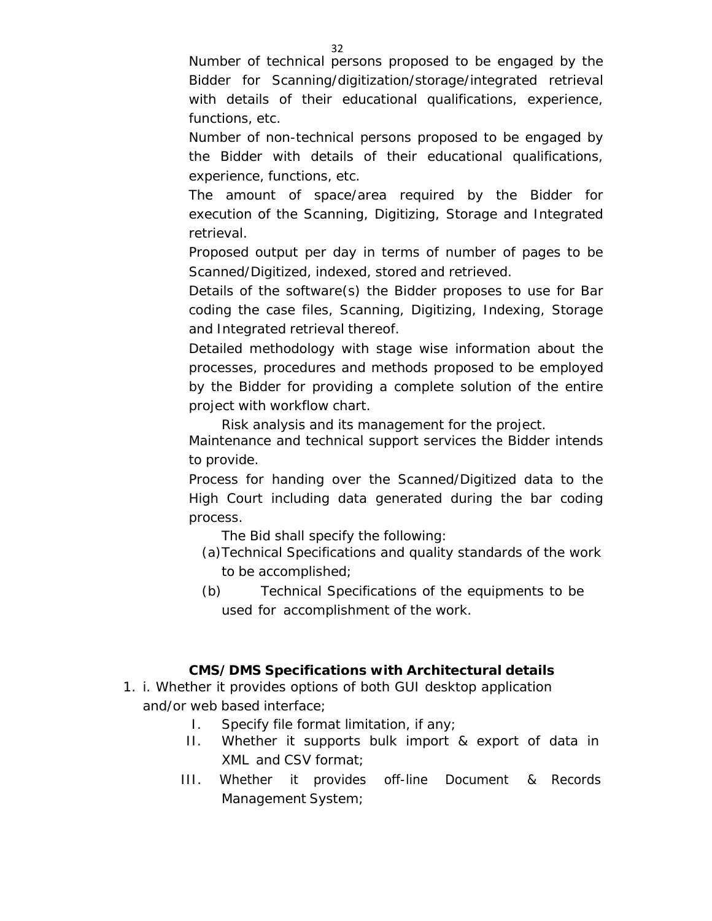Number of technical persons proposed to be engaged by the Bidder for Scanning/digitization/storage/integrated retrieval with details of their educational qualifications, experience, functions, etc.

Number of non-technical persons proposed to be engaged by the Bidder with details of their educational qualifications, experience, functions, etc.

The amount of space/area required by the Bidder for execution of the Scanning, Digitizing, Storage and Integrated retrieval.

Proposed output per day in terms of number of pages to be Scanned/Digitized, indexed, stored and retrieved.

Details of the software(s) the Bidder proposes to use for Bar coding the case files, Scanning, Digitizing, Indexing, Storage and Integrated retrieval thereof.

Detailed methodology with stage wise information about the processes, procedures and methods proposed to be employed by the Bidder for providing a complete solution of the entire project with workflow chart.

Risk analysis and its management for the project.

Maintenance and technical support services the Bidder intends to provide.

Process for handing over the Scanned/Digitized data to the High Court including data generated during the bar coding process.

The Bid shall specify the following:

(a) Technical Specifications and quality standards of the work to be accomplished;

(b) Technical Specifications of the equipments to be used for accomplishment of the work.

**CMS/ DMS Specifications with Architectural details**

1. i. Whether it provides options of both GUI desktop application and/or web based interface;
   - I. Specify file format limitation, if any;
   - II. Whether it supports bulk import & export of data in XML and CSV format;
   - III. Whether it provides off-line Document & Records Management System;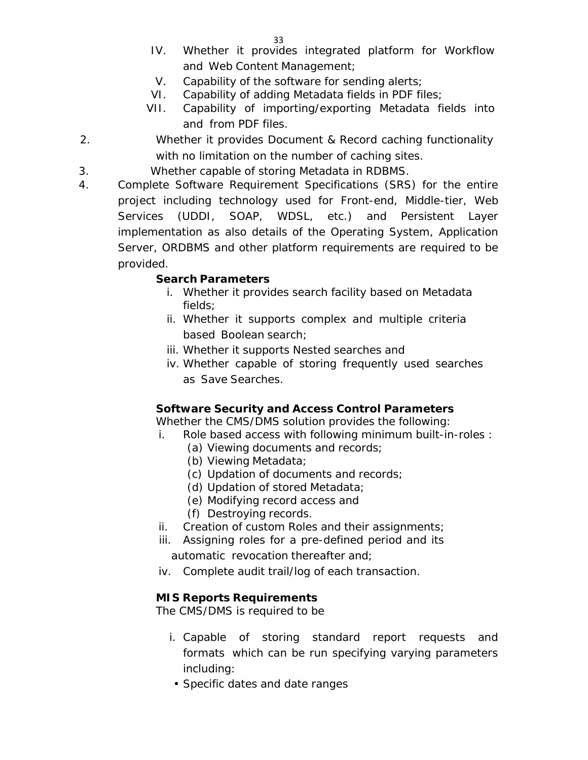IV. Whether it provides integrated platform for Workflow and Web Content Management;

V. Capability of the software for sending alerts;

VI. Capability of adding Metadata fields in PDF files;

VII. Capability of importing/exporting Metadata fields into and from PDF files.

2. Whether it provides Document & Record caching functionality with no limitation on the number of caching sites.

3. Whether capable of storing Metadata in RDBMS.

4. Complete Software Requirement Specifications (SRS) for the entire project including technology used for Front-end, Middle-tier, Web Services (UDDI, SOAP, WDSL, etc.) and Persistent Layer implementation as also details of the Operating System, Application Server, ORDBMS and other platform requirements are required to be provided.

**Search Parameters**

i. Whether it provides search facility based on Metadata fields;
ii. Whether it supports complex and multiple criteria based Boolean search;
iii. Whether it supports Nested searches and
iv. Whether capable of storing frequently used searches as Save Searches.

**Software Security and Access Control Parameters**

Whether the CMS/DMS solution provides the following:

i. Role based access with following minimum built-in-roles :
   (a) Viewing documents and records;
   (b) Viewing Metadata;
   (c) Updation of documents and records;
   (d) Updation of stored Metadata;
   (e) Modifying record access and
   (f) Destroying records.
ii. Creation of custom Roles and their assignments;
iii. Assigning roles for a pre-defined period and its automatic revocation thereafter and;
iv. Complete audit trail/log of each transaction.

**MIS Reports Requirements**

The CMS/DMS is required to be

i. Capable of storing standard report requests and formats which can be run specifying varying parameters including:
   - Specific dates and date ranges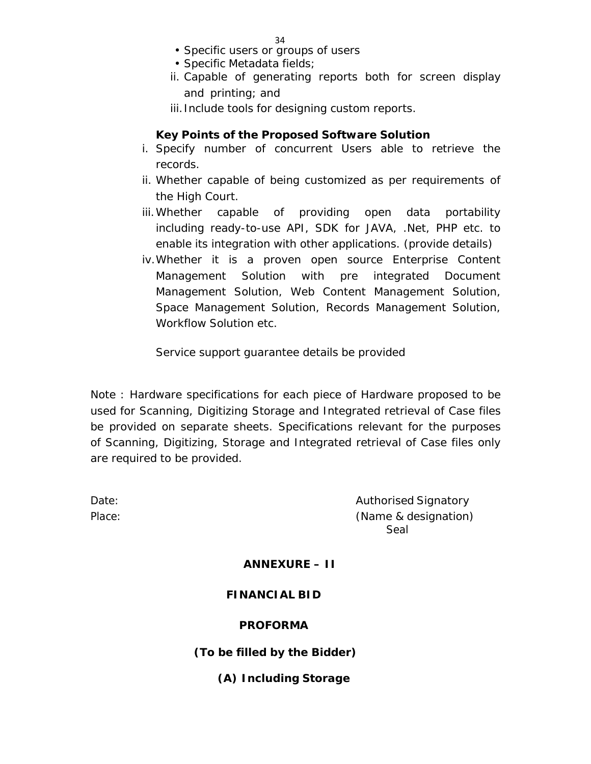- Specific users or groups of users
- Specific Metadata fields;

ii. Capable of generating reports both for screen display and printing; and

iii. Include tools for designing custom reports.

**Key Points of the Proposed Software Solution**

i. Specify number of concurrent Users able to retrieve the records.

ii. Whether capable of being customized as per requirements of the High Court.

iii. Whether capable of providing open data portability including ready-to-use API, SDK for JAVA, .Net, PHP etc. to enable its integration with other applications. (provide details)

iv. Whether it is a proven open source Enterprise Content Management Solution with pre integrated Document Management Solution, Web Content Management Solution, Space Management Solution, Records Management Solution, Workflow Solution etc.

Service support guarantee details be provided

Note : Hardware specifications for each piece of Hardware proposed to be used for Scanning, Digitizing Storage and Integrated retrieval of Case files be provided on separate sheets. Specifications relevant for the purposes of Scanning, Digitizing, Storage and Integrated retrieval of Case files only are required to be provided.

Date: Authorised Signatory

Place: (Name & designation)

Seal

**ANNEXURE – II**

**FINANCIAL BID**

**PROFORMA**

**(To be filled by the Bidder)**

**(A) Including Storage**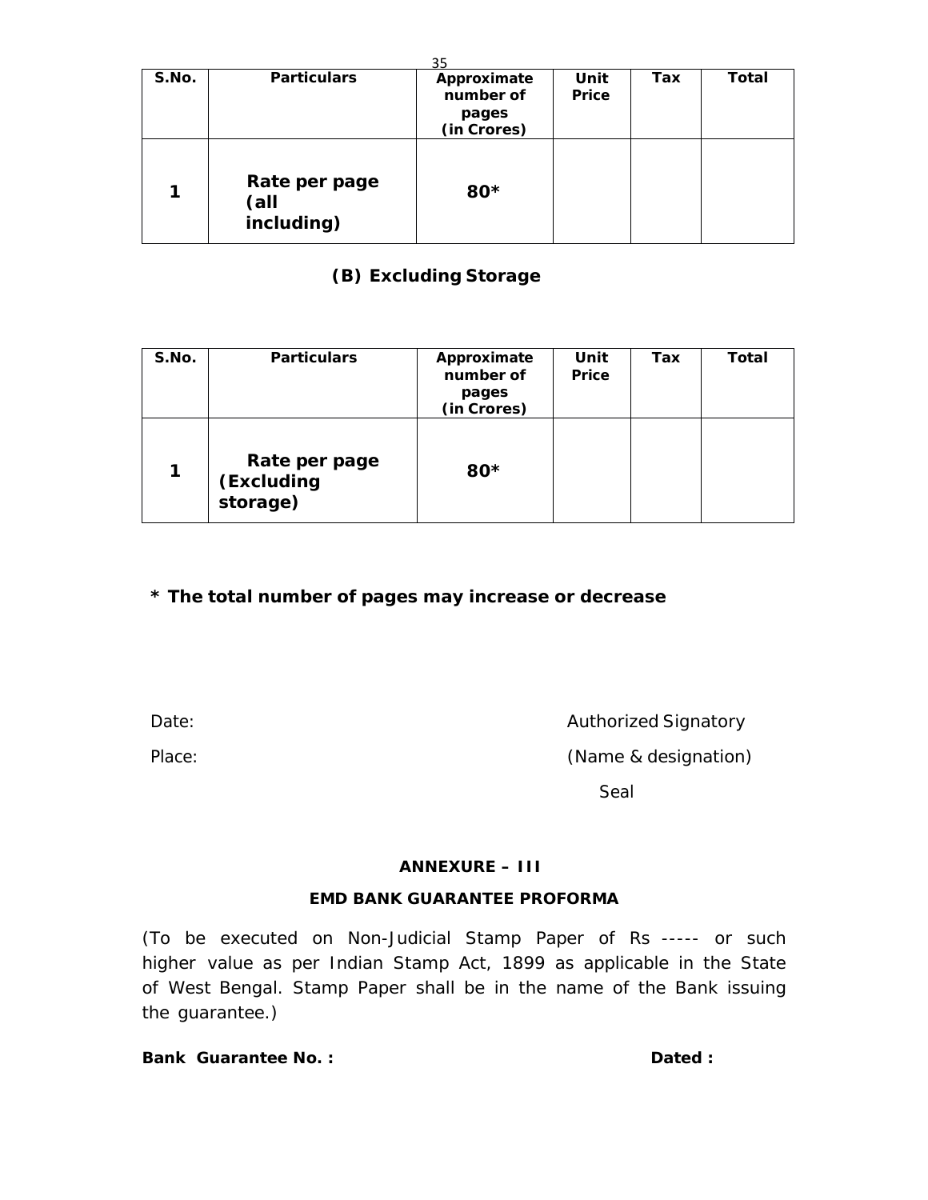| S.No. | Particulars | Approximate number of pages (in Crores) | Unit Price | Tax | Total |
|---|---|---|---|---|---|
| 1 | **Rate per page (all including)** | **80*** | | | |

### (B) Excluding Storage

| S.No. | Particulars | Approximate number of pages (in Crores) | Unit Price | Tax | Total |
|---|---|---|---|---|---|
| 1 | **Rate per page (Excluding storage)** | **80*** | | | |

**\* The total number of pages may increase or decrease**

Date: Authorized Signatory

Place: (Name & designation)

Seal

**ANNEXURE – III**

**EMD BANK GUARANTEE PROFORMA**

(To be executed on Non-Judicial Stamp Paper of Rs ----- or such higher value as per Indian Stamp Act, 1899 as applicable in the State of West Bengal. Stamp Paper shall be in the name of the Bank issuing the guarantee.)

**Bank Guarantee No. :** **Dated :**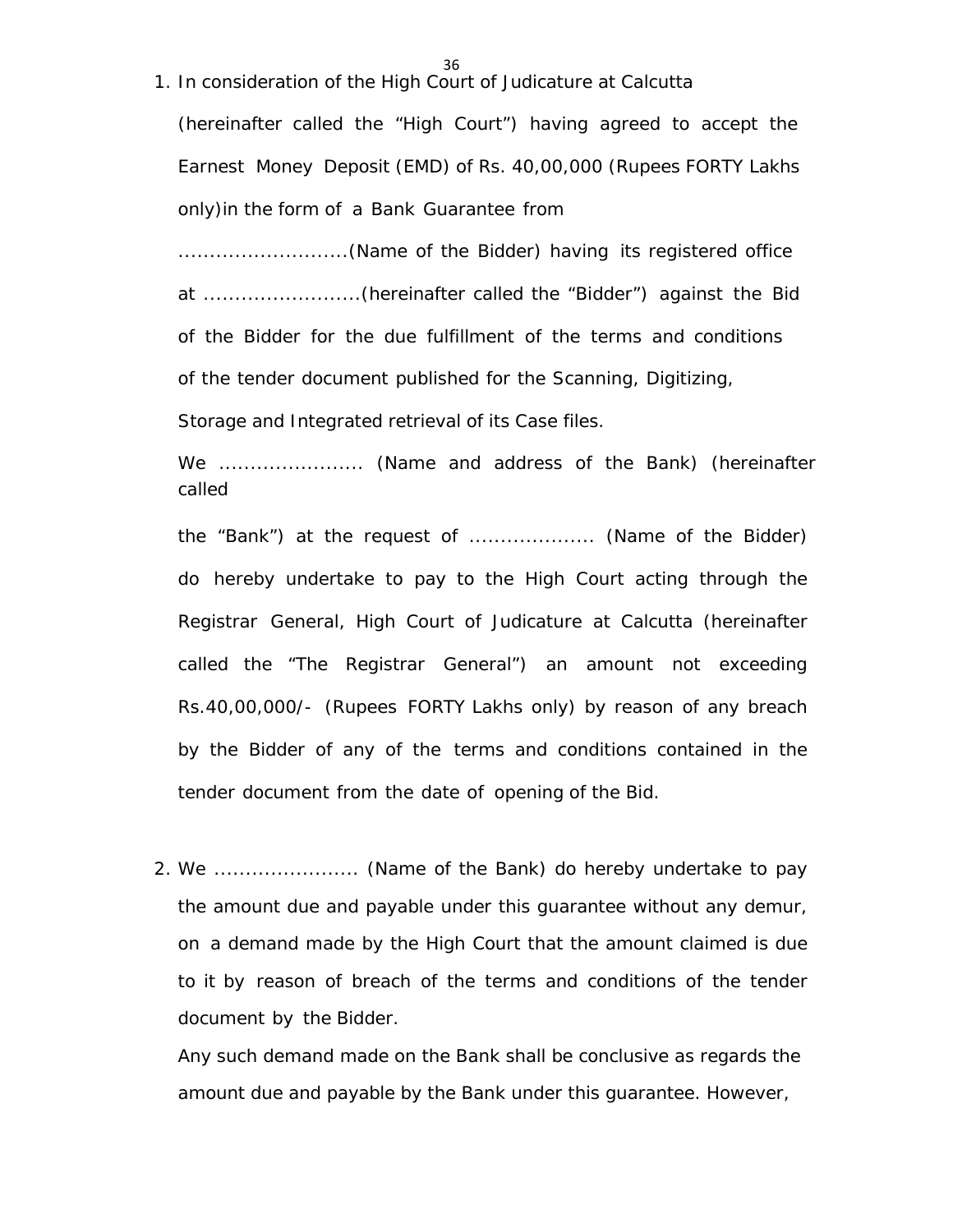1. In consideration of the High Court of Judicature at Calcutta (hereinafter called the "High Court") having agreed to accept the Earnest Money Deposit (EMD) of Rs. 40,00,000 (Rupees FORTY Lakhs only)in the form of a Bank Guarantee from ...........................(Name of the Bidder) having its registered office at .........................(hereinafter called the "Bidder") against the Bid of the Bidder for the due fulfillment of the terms and conditions of the tender document published for the Scanning, Digitizing, Storage and Integrated retrieval of its Case files.

   We ...................... (Name and address of the Bank) (hereinafter called

   the "Bank") at the request of .................... (Name of the Bidder) do hereby undertake to pay to the High Court acting through the Registrar General, High Court of Judicature at Calcutta (hereinafter called the "The Registrar General") an amount not exceeding Rs.40,00,000/- (Rupees FORTY Lakhs only) by reason of any breach by the Bidder of any of the terms and conditions contained in the tender document from the date of opening of the Bid.

2. We ...................... (Name of the Bank) do hereby undertake to pay the amount due and payable under this guarantee without any demur, on a demand made by the High Court that the amount claimed is due to it by reason of breach of the terms and conditions of the tender document by the Bidder.

   Any such demand made on the Bank shall be conclusive as regards the amount due and payable by the Bank under this guarantee. However,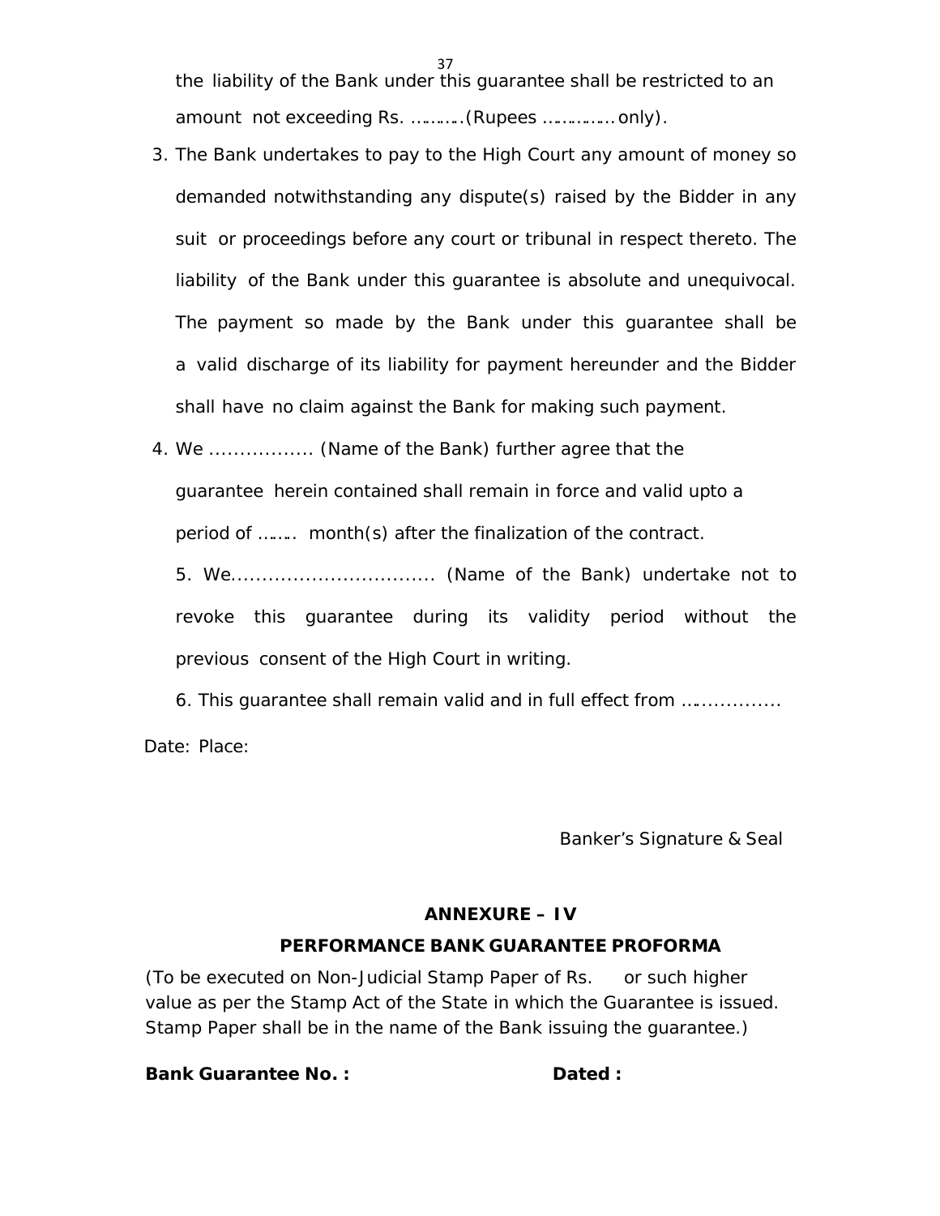the liability of the Bank under this guarantee shall be restricted to an amount not exceeding Rs. ……….(Rupees …………… only).

3. The Bank undertakes to pay to the High Court any amount of money so demanded notwithstanding any dispute(s) raised by the Bidder in any suit or proceedings before any court or tribunal in respect thereto. The liability of the Bank under this guarantee is absolute and unequivocal. The payment so made by the Bank under this guarantee shall be a valid discharge of its liability for payment hereunder and the Bidder shall have no claim against the Bank for making such payment.

4. We ................. (Name of the Bank) further agree that the guarantee herein contained shall remain in force and valid upto a period of …….. month(s) after the finalization of the contract.

5. We................................. (Name of the Bank) undertake not to revoke this guarantee during its validity period without the previous consent of the High Court in writing.

6. This guarantee shall remain valid and in full effect from …..............

Date: Place:

Banker's Signature & Seal

## ANNEXURE – IV

## PERFORMANCE BANK GUARANTEE PROFORMA

(To be executed on Non-Judicial Stamp Paper of Rs. or such higher value as per the Stamp Act of the State in which the Guarantee is issued. Stamp Paper shall be in the name of the Bank issuing the guarantee.)

**Bank Guarantee No. :** **Dated :**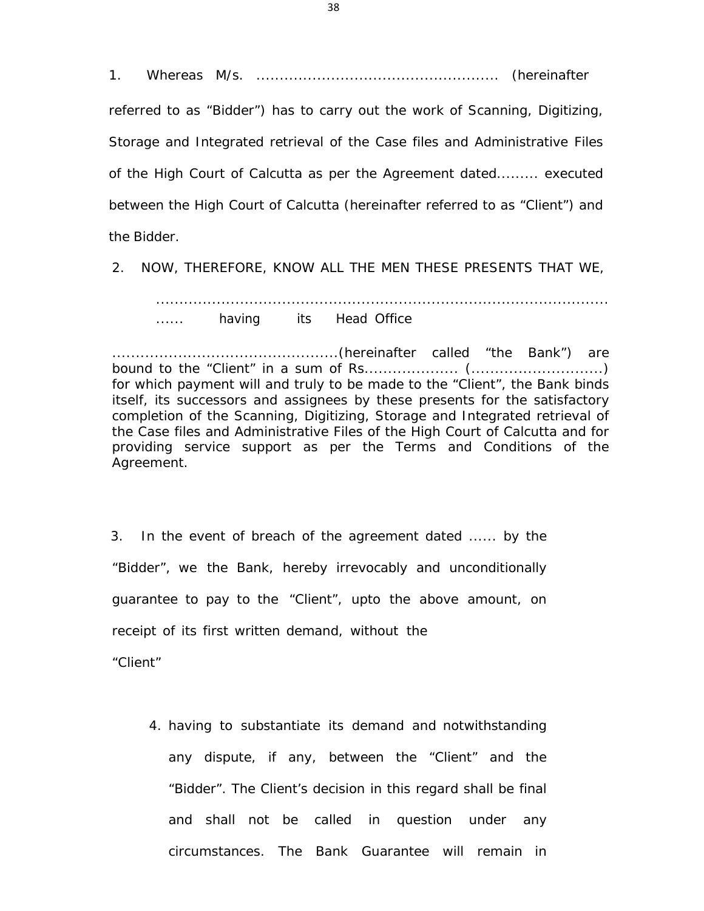1. Whereas M/s. .................................................... (hereinafter referred to as "Bidder") has to carry out the work of Scanning, Digitizing, Storage and Integrated retrieval of the Case files and Administrative Files of the High Court of Calcutta as per the Agreement dated......... executed between the High Court of Calcutta (hereinafter referred to as "Client") and the Bidder.

2. NOW, THEREFORE, KNOW ALL THE MEN THESE PRESENTS THAT WE,

...................................................................................................... having its Head Office

................................................(hereinafter called "the Bank") are bound to the "Client" in a sum of Rs.................... (............................) for which payment will and truly to be made to the "Client", the Bank binds itself, its successors and assignees by these presents for the satisfactory completion of the Scanning, Digitizing, Storage and Integrated retrieval of the Case files and Administrative Files of the High Court of Calcutta and for providing service support as per the Terms and Conditions of the Agreement.

3. In the event of breach of the agreement dated ...... by the "Bidder", we the Bank, hereby irrevocably and unconditionally guarantee to pay to the "Client", upto the above amount, on receipt of its first written demand, without the "Client"

4. having to substantiate its demand and notwithstanding any dispute, if any, between the "Client" and the "Bidder". The Client's decision in this regard shall be final and shall not be called in question under any circumstances. The Bank Guarantee will remain in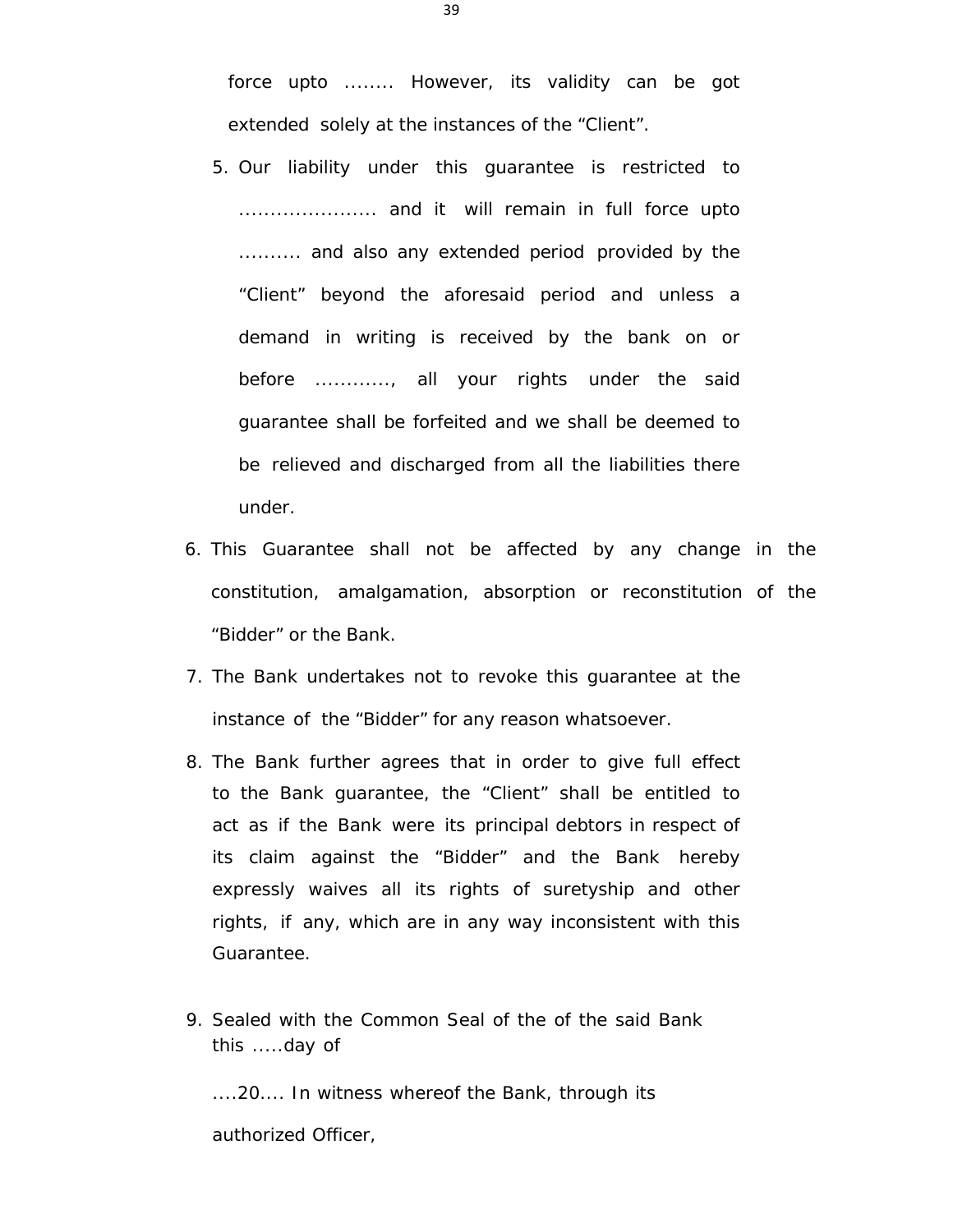force upto ........ However, its validity can be got extended solely at the instances of the "Client".

5. Our liability under this guarantee is restricted to ..................... and it will remain in full force upto .......... and also any extended period provided by the "Client" beyond the aforesaid period and unless a demand in writing is received by the bank on or before ............, all your rights under the said guarantee shall be forfeited and we shall be deemed to be relieved and discharged from all the liabilities there under.

6. This Guarantee shall not be affected by any change in the constitution, amalgamation, absorption or reconstitution of the "Bidder" or the Bank.

7. The Bank undertakes not to revoke this guarantee at the instance of the "Bidder" for any reason whatsoever.

8. The Bank further agrees that in order to give full effect to the Bank guarantee, the "Client" shall be entitled to act as if the Bank were its principal debtors in respect of its claim against the "Bidder" and the Bank hereby expressly waives all its rights of suretyship and other rights, if any, which are in any way inconsistent with this Guarantee.

9. Sealed with the Common Seal of the of the said Bank this .....day of

....20.... In witness whereof the Bank, through its authorized Officer,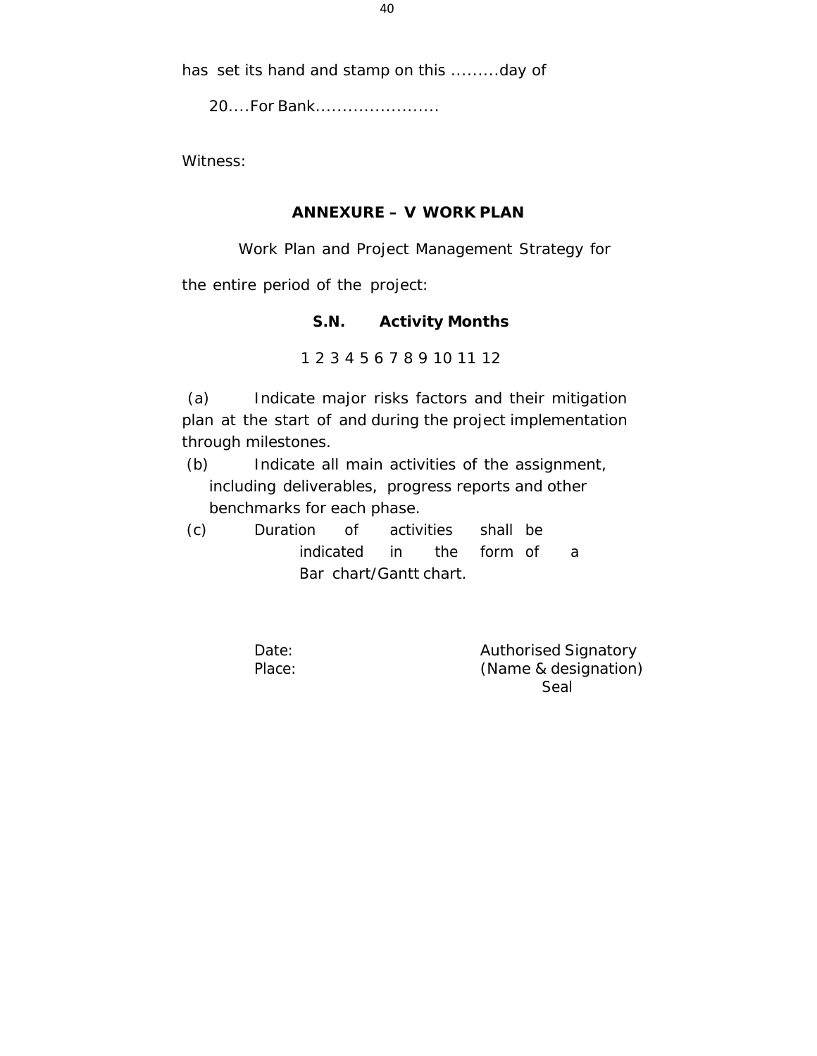has set its hand and stamp on this .........day of

20....For Bank.......................

Witness:

## ANNEXURE – V WORK PLAN

Work Plan and Project Management Strategy for the entire period of the project:

| S.N. | Activity | Months | | | | | | | | | | | |
|---|---|---|---|---|---|---|---|---|---|---|---|---|---|
| | | 1 | 2 | 3 | 4 | 5 | 6 | 7 | 8 | 9 | 10 | 11 | 12 |

(a) Indicate major risks factors and their mitigation plan at the start of and during the project implementation through milestones.

(b) Indicate all main activities of the assignment, including deliverables, progress reports and other benchmarks for each phase.

(c) Duration of activities shall be indicated in the form of a Bar chart/Gantt chart.

Date:

Place:

Authorised Signatory

(Name & designation)

Seal